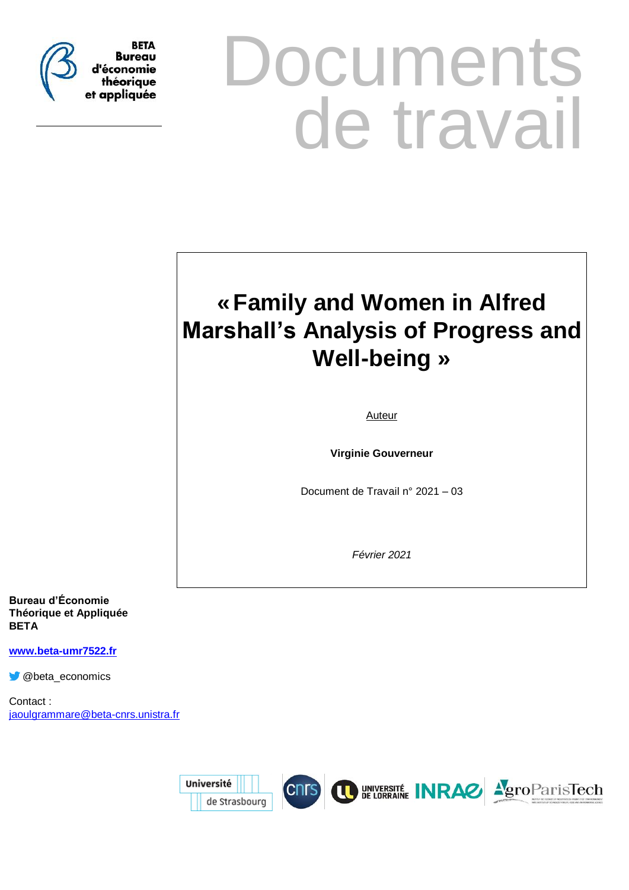BETA
Bureau
d'économie
théorique
et appliquée

# Documents de travail

## « Family and Women in Alfred Marshall's Analysis of Progress and Well-being »

Auteur

**Virginie Gouverneur**

Document de Travail n° 2021 – 03

*Février 2021*

**Bureau d'Économie Théorique et Appliquée**
**BETA**

**www.beta-umr7522.fr**

@beta_economics

Contact :
jaoulgrammare@beta-cnrs.unistra.fr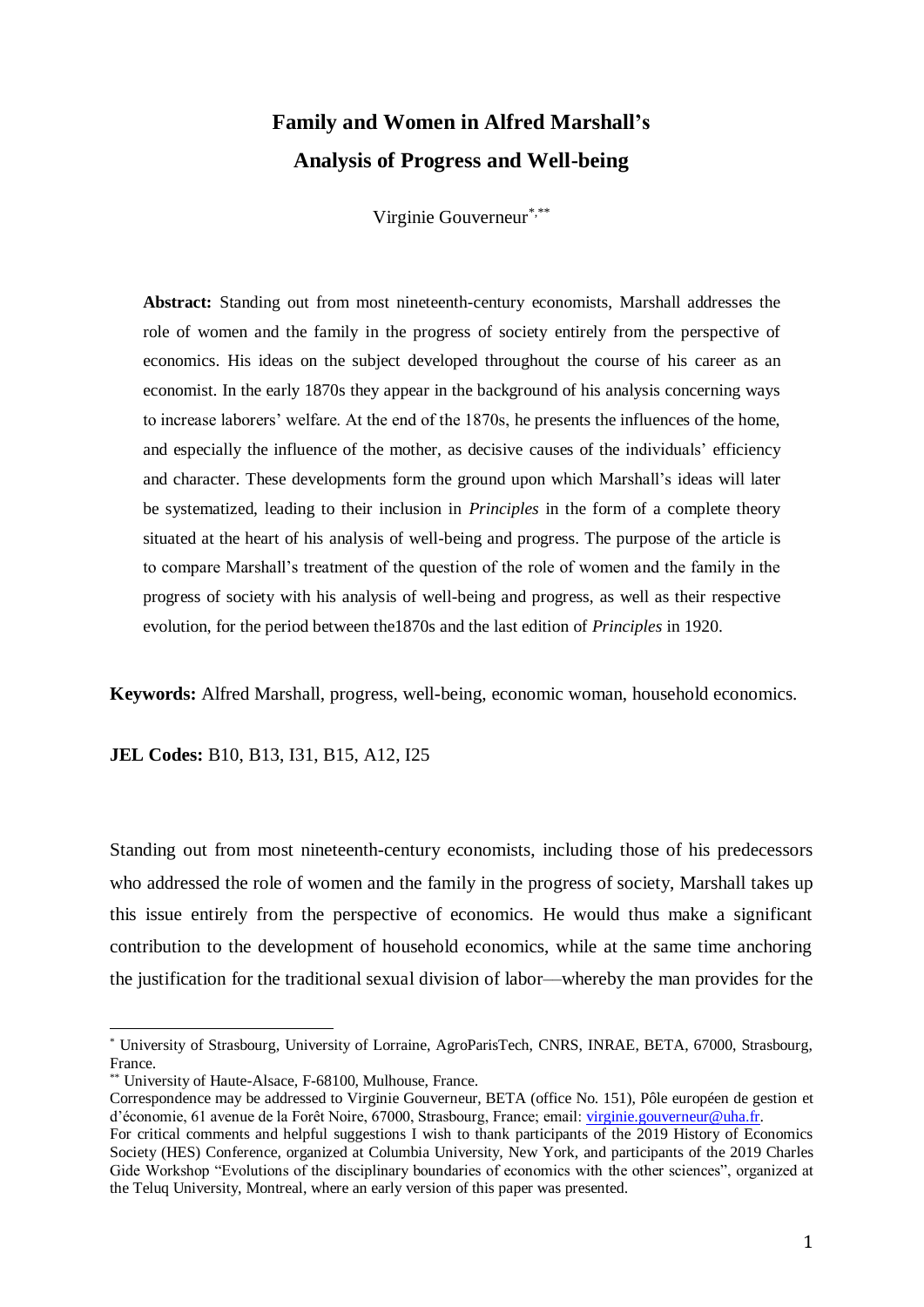# Family and Women in Alfred Marshall's Analysis of Progress and Well-being

Virginie Gouverneur[*,**]

**Abstract:** Standing out from most nineteenth-century economists, Marshall addresses the role of women and the family in the progress of society entirely from the perspective of economics. His ideas on the subject developed throughout the course of his career as an economist. In the early 1870s they appear in the background of his analysis concerning ways to increase laborers' welfare. At the end of the 1870s, he presents the influences of the home, and especially the influence of the mother, as decisive causes of the individuals' efficiency and character. These developments form the ground upon which Marshall's ideas will later be systematized, leading to their inclusion in *Principles* in the form of a complete theory situated at the heart of his analysis of well-being and progress. The purpose of the article is to compare Marshall's treatment of the question of the role of women and the family in the progress of society with his analysis of well-being and progress, as well as their respective evolution, for the period between the1870s and the last edition of *Principles* in 1920.

**Keywords:** Alfred Marshall, progress, well-being, economic woman, household economics.

**JEL Codes:** B10, B13, I31, B15, A12, I25

Standing out from most nineteenth-century economists, including those of his predecessors who addressed the role of women and the family in the progress of society, Marshall takes up this issue entirely from the perspective of economics. He would thus make a significant contribution to the development of household economics, while at the same time anchoring the justification for the traditional sexual division of labor—whereby the man provides for the

---

[*] University of Strasbourg, University of Lorraine, AgroParisTech, CNRS, INRAE, BETA, 67000, Strasbourg, France.

[**] University of Haute-Alsace, F-68100, Mulhouse, France.

Correspondence may be addressed to Virginie Gouverneur, BETA (office No. 151), Pôle européen de gestion et d'économie, 61 avenue de la Forêt Noire, 67000, Strasbourg, France; email: virginie.gouverneur@uha.fr.

For critical comments and helpful suggestions I wish to thank participants of the 2019 History of Economics Society (HES) Conference, organized at Columbia University, New York, and participants of the 2019 Charles Gide Workshop "Evolutions of the disciplinary boundaries of economics with the other sciences", organized at the Teluq University, Montreal, where an early version of this paper was presented.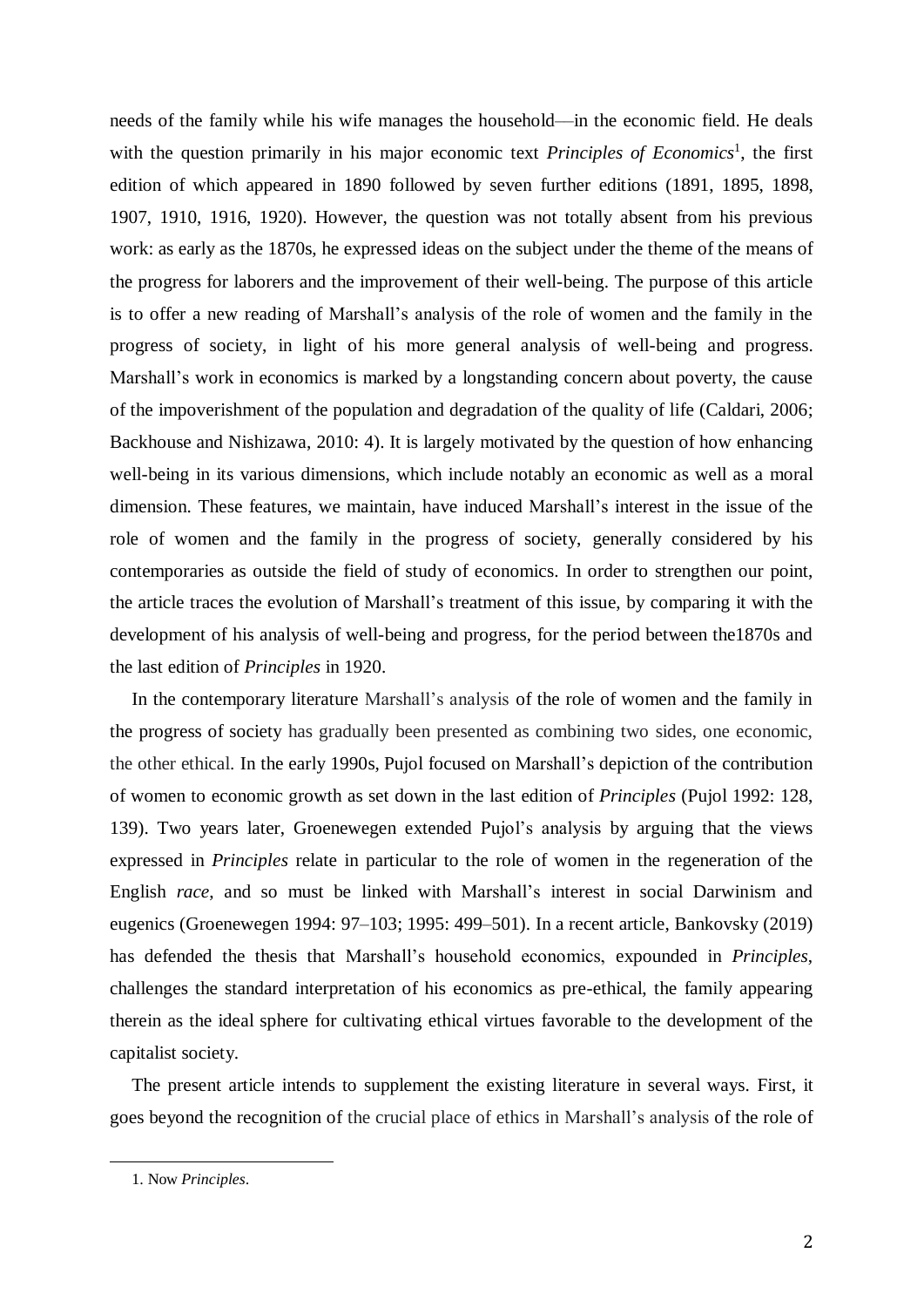needs of the family while his wife manages the household—in the economic field. He deals with the question primarily in his major economic text *Principles of Economics*[1], the first edition of which appeared in 1890 followed by seven further editions (1891, 1895, 1898, 1907, 1910, 1916, 1920). However, the question was not totally absent from his previous work: as early as the 1870s, he expressed ideas on the subject under the theme of the means of the progress for laborers and the improvement of their well-being. The purpose of this article is to offer a new reading of Marshall's analysis of the role of women and the family in the progress of society, in light of his more general analysis of well-being and progress. Marshall's work in economics is marked by a longstanding concern about poverty, the cause of the impoverishment of the population and degradation of the quality of life (Caldari, 2006; Backhouse and Nishizawa, 2010: 4). It is largely motivated by the question of how enhancing well-being in its various dimensions, which include notably an economic as well as a moral dimension. These features, we maintain, have induced Marshall's interest in the issue of the role of women and the family in the progress of society, generally considered by his contemporaries as outside the field of study of economics. In order to strengthen our point, the article traces the evolution of Marshall's treatment of this issue, by comparing it with the development of his analysis of well-being and progress, for the period between the1870s and the last edition of *Principles* in 1920.

In the contemporary literature Marshall's analysis of the role of women and the family in the progress of society has gradually been presented as combining two sides, one economic, the other ethical. In the early 1990s, Pujol focused on Marshall's depiction of the contribution of women to economic growth as set down in the last edition of *Principles* (Pujol 1992: 128, 139). Two years later, Groenewegen extended Pujol's analysis by arguing that the views expressed in *Principles* relate in particular to the role of women in the regeneration of the English *race*, and so must be linked with Marshall's interest in social Darwinism and eugenics (Groenewegen 1994: 97–103; 1995: 499–501). In a recent article, Bankovsky (2019) has defended the thesis that Marshall's household economics, expounded in *Principles*, challenges the standard interpretation of his economics as pre-ethical, the family appearing therein as the ideal sphere for cultivating ethical virtues favorable to the development of the capitalist society.

The present article intends to supplement the existing literature in several ways. First, it goes beyond the recognition of the crucial place of ethics in Marshall's analysis of the role of

1. Now *Principles*.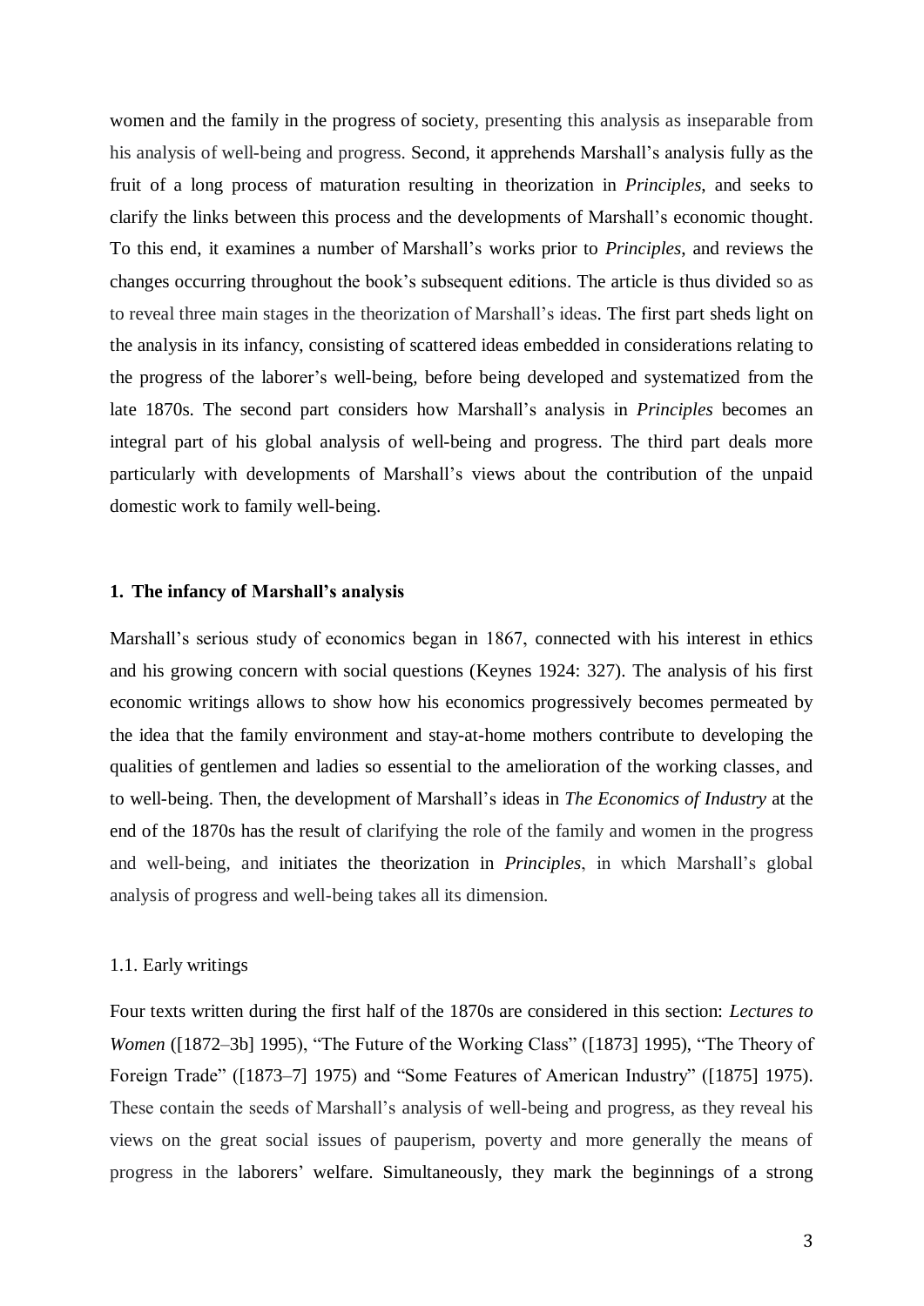women and the family in the progress of society, presenting this analysis as inseparable from his analysis of well-being and progress. Second, it apprehends Marshall's analysis fully as the fruit of a long process of maturation resulting in theorization in *Principles*, and seeks to clarify the links between this process and the developments of Marshall's economic thought. To this end, it examines a number of Marshall's works prior to *Principles*, and reviews the changes occurring throughout the book's subsequent editions. The article is thus divided so as to reveal three main stages in the theorization of Marshall's ideas. The first part sheds light on the analysis in its infancy, consisting of scattered ideas embedded in considerations relating to the progress of the laborer's well-being, before being developed and systematized from the late 1870s. The second part considers how Marshall's analysis in *Principles* becomes an integral part of his global analysis of well-being and progress. The third part deals more particularly with developments of Marshall's views about the contribution of the unpaid domestic work to family well-being.

## 1. The infancy of Marshall's analysis

Marshall's serious study of economics began in 1867, connected with his interest in ethics and his growing concern with social questions (Keynes 1924: 327). The analysis of his first economic writings allows to show how his economics progressively becomes permeated by the idea that the family environment and stay-at-home mothers contribute to developing the qualities of gentlemen and ladies so essential to the amelioration of the working classes, and to well-being. Then, the development of Marshall's ideas in *The Economics of Industry* at the end of the 1870s has the result of clarifying the role of the family and women in the progress and well-being, and initiates the theorization in *Principles*, in which Marshall's global analysis of progress and well-being takes all its dimension.

### 1.1. Early writings

Four texts written during the first half of the 1870s are considered in this section: *Lectures to Women* ([1872–3b] 1995), "The Future of the Working Class" ([1873] 1995), "The Theory of Foreign Trade" ([1873–7] 1975) and "Some Features of American Industry" ([1875] 1975). These contain the seeds of Marshall's analysis of well-being and progress, as they reveal his views on the great social issues of pauperism, poverty and more generally the means of progress in the laborers' welfare. Simultaneously, they mark the beginnings of a strong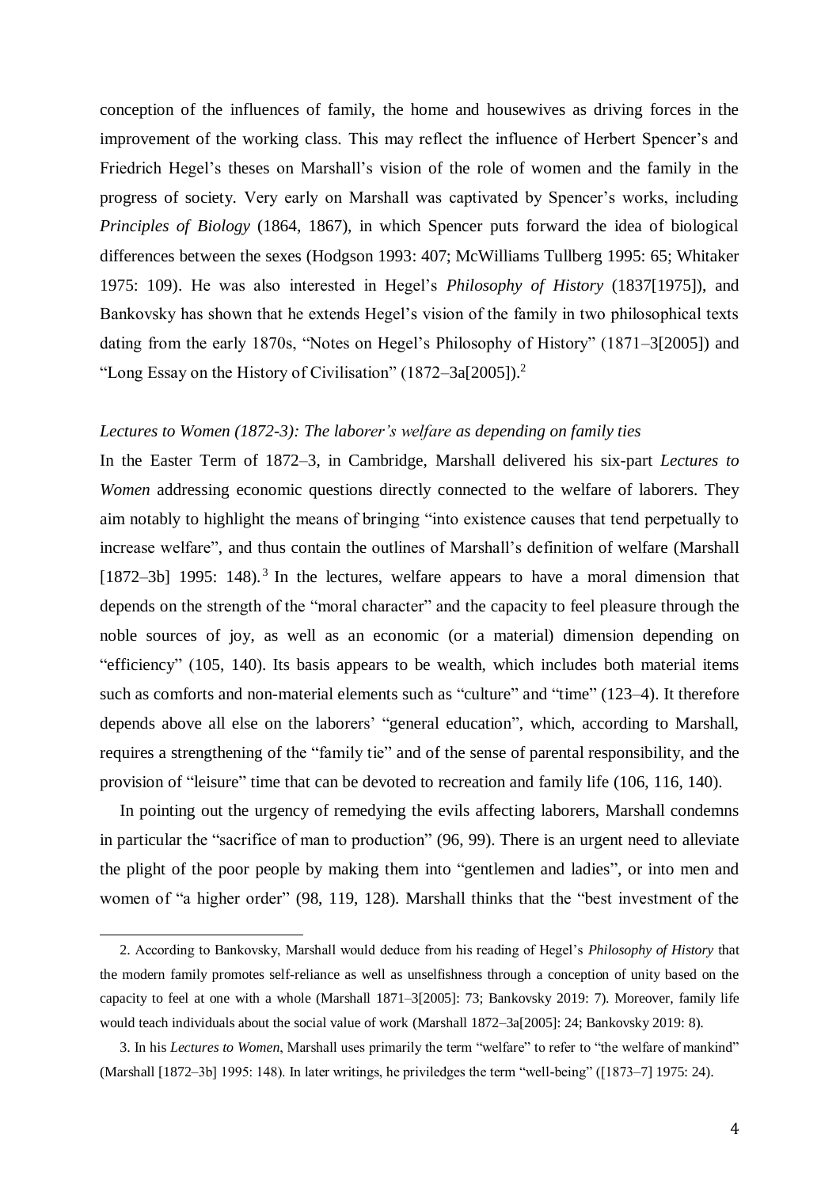conception of the influences of family, the home and housewives as driving forces in the improvement of the working class. This may reflect the influence of Herbert Spencer's and Friedrich Hegel's theses on Marshall's vision of the role of women and the family in the progress of society. Very early on Marshall was captivated by Spencer's works, including *Principles of Biology* (1864, 1867), in which Spencer puts forward the idea of biological differences between the sexes (Hodgson 1993: 407; McWilliams Tullberg 1995: 65; Whitaker 1975: 109). He was also interested in Hegel's *Philosophy of History* (1837[1975]), and Bankovsky has shown that he extends Hegel's vision of the family in two philosophical texts dating from the early 1870s, "Notes on Hegel's Philosophy of History" (1871–3[2005]) and "Long Essay on the History of Civilisation" (1872–3a[2005]).[2]

### *Lectures to Women (1872-3): The laborer's welfare as depending on family ties*

In the Easter Term of 1872–3, in Cambridge, Marshall delivered his six-part *Lectures to Women* addressing economic questions directly connected to the welfare of laborers. They aim notably to highlight the means of bringing "into existence causes that tend perpetually to increase welfare", and thus contain the outlines of Marshall's definition of welfare (Marshall [1872–3b] 1995: 148).[3] In the lectures, welfare appears to have a moral dimension that depends on the strength of the "moral character" and the capacity to feel pleasure through the noble sources of joy, as well as an economic (or a material) dimension depending on "efficiency" (105, 140). Its basis appears to be wealth, which includes both material items such as comforts and non-material elements such as "culture" and "time" (123–4). It therefore depends above all else on the laborers' "general education", which, according to Marshall, requires a strengthening of the "family tie" and of the sense of parental responsibility, and the provision of "leisure" time that can be devoted to recreation and family life (106, 116, 140).

In pointing out the urgency of remedying the evils affecting laborers, Marshall condemns in particular the "sacrifice of man to production" (96, 99). There is an urgent need to alleviate the plight of the poor people by making them into "gentlemen and ladies", or into men and women of "a higher order" (98, 119, 128). Marshall thinks that the "best investment of the

---

2. According to Bankovsky, Marshall would deduce from his reading of Hegel's *Philosophy of History* that the modern family promotes self-reliance as well as unselfishness through a conception of unity based on the capacity to feel at one with a whole (Marshall 1871–3[2005]: 73; Bankovsky 2019: 7). Moreover, family life would teach individuals about the social value of work (Marshall 1872–3a[2005]: 24; Bankovsky 2019: 8).

3. In his *Lectures to Women*, Marshall uses primarily the term "welfare" to refer to "the welfare of mankind" (Marshall [1872–3b] 1995: 148). In later writings, he priviledges the term "well-being" ([1873–7] 1975: 24).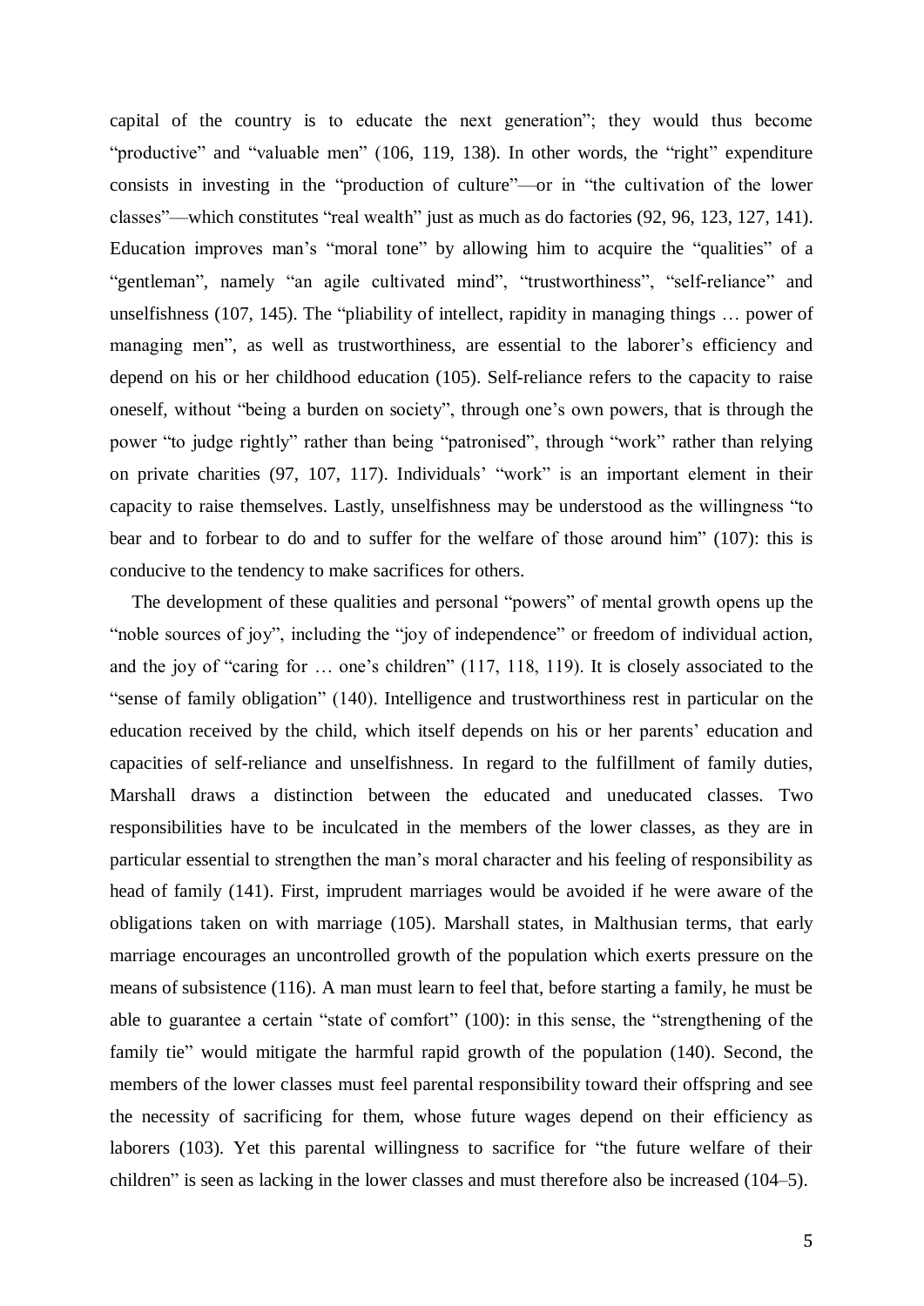capital of the country is to educate the next generation"; they would thus become "productive" and "valuable men" (106, 119, 138). In other words, the "right" expenditure consists in investing in the "production of culture"—or in "the cultivation of the lower classes"—which constitutes "real wealth" just as much as do factories (92, 96, 123, 127, 141). Education improves man's "moral tone" by allowing him to acquire the "qualities" of a "gentleman", namely "an agile cultivated mind", "trustworthiness", "self-reliance" and unselfishness (107, 145). The "pliability of intellect, rapidity in managing things … power of managing men", as well as trustworthiness, are essential to the laborer's efficiency and depend on his or her childhood education (105). Self-reliance refers to the capacity to raise oneself, without "being a burden on society", through one's own powers, that is through the power "to judge rightly" rather than being "patronised", through "work" rather than relying on private charities (97, 107, 117). Individuals' "work" is an important element in their capacity to raise themselves. Lastly, unselfishness may be understood as the willingness "to bear and to forbear to do and to suffer for the welfare of those around him" (107): this is conducive to the tendency to make sacrifices for others.

The development of these qualities and personal "powers" of mental growth opens up the "noble sources of joy", including the "joy of independence" or freedom of individual action, and the joy of "caring for … one's children" (117, 118, 119). It is closely associated to the "sense of family obligation" (140). Intelligence and trustworthiness rest in particular on the education received by the child, which itself depends on his or her parents' education and capacities of self-reliance and unselfishness. In regard to the fulfillment of family duties, Marshall draws a distinction between the educated and uneducated classes. Two responsibilities have to be inculcated in the members of the lower classes, as they are in particular essential to strengthen the man's moral character and his feeling of responsibility as head of family (141). First, imprudent marriages would be avoided if he were aware of the obligations taken on with marriage (105). Marshall states, in Malthusian terms, that early marriage encourages an uncontrolled growth of the population which exerts pressure on the means of subsistence (116). A man must learn to feel that, before starting a family, he must be able to guarantee a certain "state of comfort" (100): in this sense, the "strengthening of the family tie" would mitigate the harmful rapid growth of the population (140). Second, the members of the lower classes must feel parental responsibility toward their offspring and see the necessity of sacrificing for them, whose future wages depend on their efficiency as laborers (103). Yet this parental willingness to sacrifice for "the future welfare of their children" is seen as lacking in the lower classes and must therefore also be increased (104–5).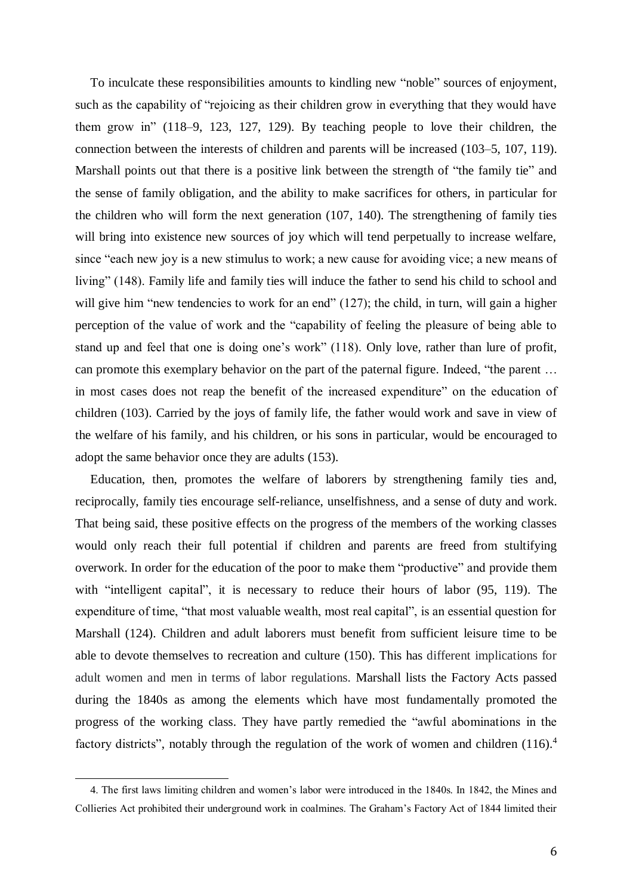To inculcate these responsibilities amounts to kindling new "noble" sources of enjoyment, such as the capability of "rejoicing as their children grow in everything that they would have them grow in" (118–9, 123, 127, 129). By teaching people to love their children, the connection between the interests of children and parents will be increased (103–5, 107, 119). Marshall points out that there is a positive link between the strength of "the family tie" and the sense of family obligation, and the ability to make sacrifices for others, in particular for the children who will form the next generation (107, 140). The strengthening of family ties will bring into existence new sources of joy which will tend perpetually to increase welfare, since "each new joy is a new stimulus to work; a new cause for avoiding vice; a new means of living" (148). Family life and family ties will induce the father to send his child to school and will give him "new tendencies to work for an end" (127); the child, in turn, will gain a higher perception of the value of work and the "capability of feeling the pleasure of being able to stand up and feel that one is doing one's work" (118). Only love, rather than lure of profit, can promote this exemplary behavior on the part of the paternal figure. Indeed, "the parent … in most cases does not reap the benefit of the increased expenditure" on the education of children (103). Carried by the joys of family life, the father would work and save in view of the welfare of his family, and his children, or his sons in particular, would be encouraged to adopt the same behavior once they are adults (153).

Education, then, promotes the welfare of laborers by strengthening family ties and, reciprocally, family ties encourage self-reliance, unselfishness, and a sense of duty and work. That being said, these positive effects on the progress of the members of the working classes would only reach their full potential if children and parents are freed from stultifying overwork. In order for the education of the poor to make them "productive" and provide them with "intelligent capital", it is necessary to reduce their hours of labor (95, 119). The expenditure of time, "that most valuable wealth, most real capital", is an essential question for Marshall (124). Children and adult laborers must benefit from sufficient leisure time to be able to devote themselves to recreation and culture (150). This has different implications for adult women and men in terms of labor regulations. Marshall lists the Factory Acts passed during the 1840s as among the elements which have most fundamentally promoted the progress of the working class. They have partly remedied the "awful abominations in the factory districts", notably through the regulation of the work of women and children (116).[4]

4. The first laws limiting children and women's labor were introduced in the 1840s. In 1842, the Mines and Collieries Act prohibited their underground work in coalmines. The Graham's Factory Act of 1844 limited their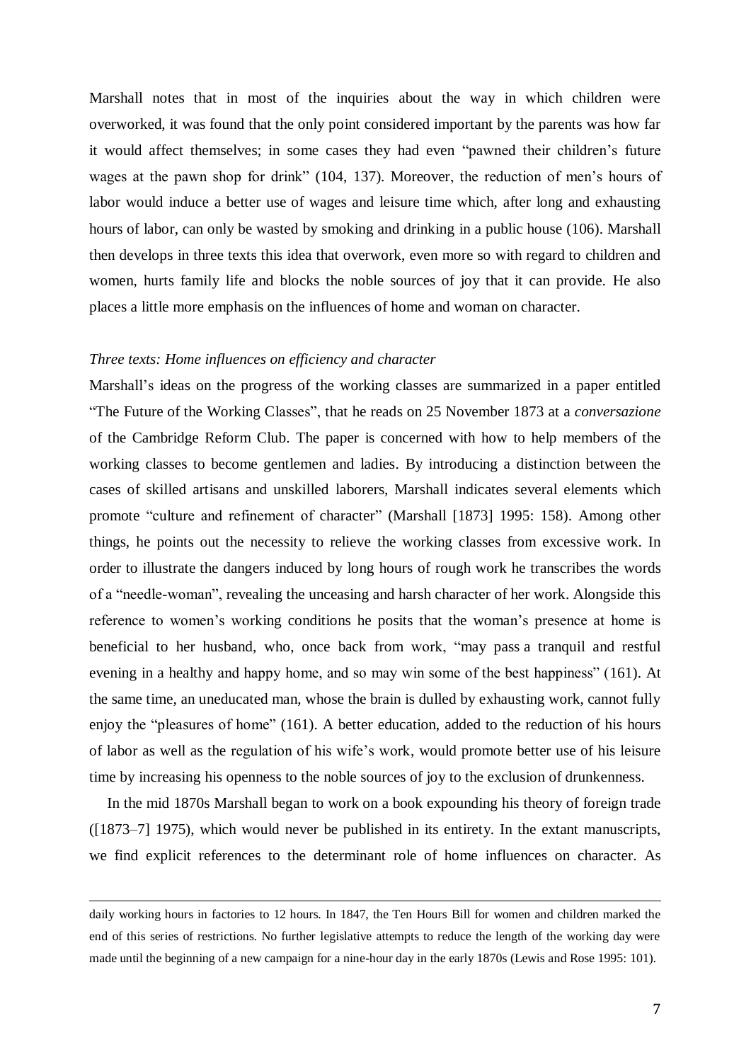Marshall notes that in most of the inquiries about the way in which children were overworked, it was found that the only point considered important by the parents was how far it would affect themselves; in some cases they had even "pawned their children's future wages at the pawn shop for drink" (104, 137). Moreover, the reduction of men's hours of labor would induce a better use of wages and leisure time which, after long and exhausting hours of labor, can only be wasted by smoking and drinking in a public house (106). Marshall then develops in three texts this idea that overwork, even more so with regard to children and women, hurts family life and blocks the noble sources of joy that it can provide. He also places a little more emphasis on the influences of home and woman on character.

*Three texts: Home influences on efficiency and character*

Marshall's ideas on the progress of the working classes are summarized in a paper entitled "The Future of the Working Classes", that he reads on 25 November 1873 at a *conversazione* of the Cambridge Reform Club. The paper is concerned with how to help members of the working classes to become gentlemen and ladies. By introducing a distinction between the cases of skilled artisans and unskilled laborers, Marshall indicates several elements which promote "culture and refinement of character" (Marshall [1873] 1995: 158). Among other things, he points out the necessity to relieve the working classes from excessive work. In order to illustrate the dangers induced by long hours of rough work he transcribes the words of a "needle-woman", revealing the unceasing and harsh character of her work. Alongside this reference to women's working conditions he posits that the woman's presence at home is beneficial to her husband, who, once back from work, "may pass a tranquil and restful evening in a healthy and happy home, and so may win some of the best happiness" (161). At the same time, an uneducated man, whose the brain is dulled by exhausting work, cannot fully enjoy the "pleasures of home" (161). A better education, added to the reduction of his hours of labor as well as the regulation of his wife's work, would promote better use of his leisure time by increasing his openness to the noble sources of joy to the exclusion of drunkenness.

In the mid 1870s Marshall began to work on a book expounding his theory of foreign trade ([1873–7] 1975), which would never be published in its entirety. In the extant manuscripts, we find explicit references to the determinant role of home influences on character. As

daily working hours in factories to 12 hours. In 1847, the Ten Hours Bill for women and children marked the end of this series of restrictions. No further legislative attempts to reduce the length of the working day were made until the beginning of a new campaign for a nine-hour day in the early 1870s (Lewis and Rose 1995: 101).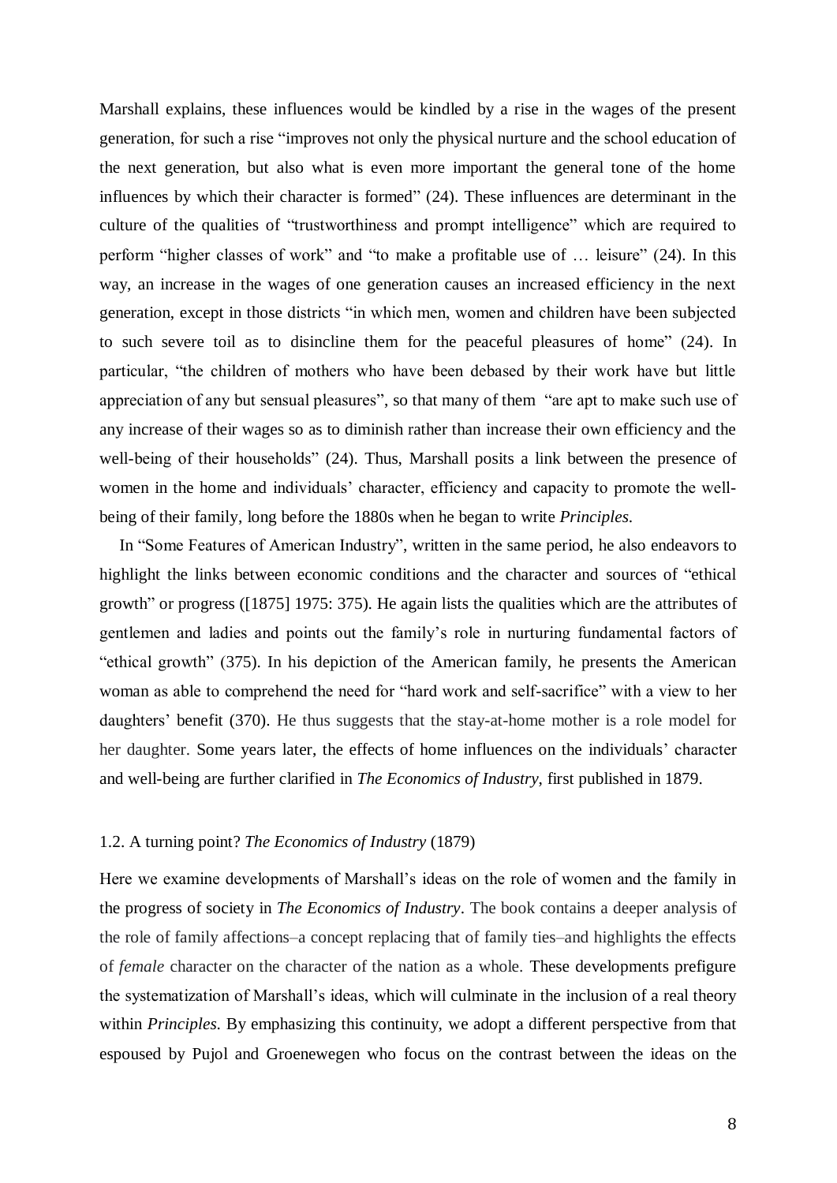Marshall explains, these influences would be kindled by a rise in the wages of the present generation, for such a rise "improves not only the physical nurture and the school education of the next generation, but also what is even more important the general tone of the home influences by which their character is formed" (24). These influences are determinant in the culture of the qualities of "trustworthiness and prompt intelligence" which are required to perform "higher classes of work" and "to make a profitable use of … leisure" (24). In this way, an increase in the wages of one generation causes an increased efficiency in the next generation, except in those districts "in which men, women and children have been subjected to such severe toil as to disincline them for the peaceful pleasures of home" (24). In particular, "the children of mothers who have been debased by their work have but little appreciation of any but sensual pleasures", so that many of them "are apt to make such use of any increase of their wages so as to diminish rather than increase their own efficiency and the well-being of their households" (24). Thus, Marshall posits a link between the presence of women in the home and individuals' character, efficiency and capacity to promote the well-being of their family, long before the 1880s when he began to write *Principles*.

In "Some Features of American Industry", written in the same period, he also endeavors to highlight the links between economic conditions and the character and sources of "ethical growth" or progress ([1875] 1975: 375). He again lists the qualities which are the attributes of gentlemen and ladies and points out the family's role in nurturing fundamental factors of "ethical growth" (375). In his depiction of the American family, he presents the American woman as able to comprehend the need for "hard work and self-sacrifice" with a view to her daughters' benefit (370). He thus suggests that the stay-at-home mother is a role model for her daughter. Some years later, the effects of home influences on the individuals' character and well-being are further clarified in *The Economics of Industry*, first published in 1879.

### 1.2. A turning point? *The Economics of Industry* (1879)

Here we examine developments of Marshall's ideas on the role of women and the family in the progress of society in *The Economics of Industry*. The book contains a deeper analysis of the role of family affections–a concept replacing that of family ties–and highlights the effects of *female* character on the character of the nation as a whole. These developments prefigure the systematization of Marshall's ideas, which will culminate in the inclusion of a real theory within *Principles*. By emphasizing this continuity, we adopt a different perspective from that espoused by Pujol and Groenewegen who focus on the contrast between the ideas on the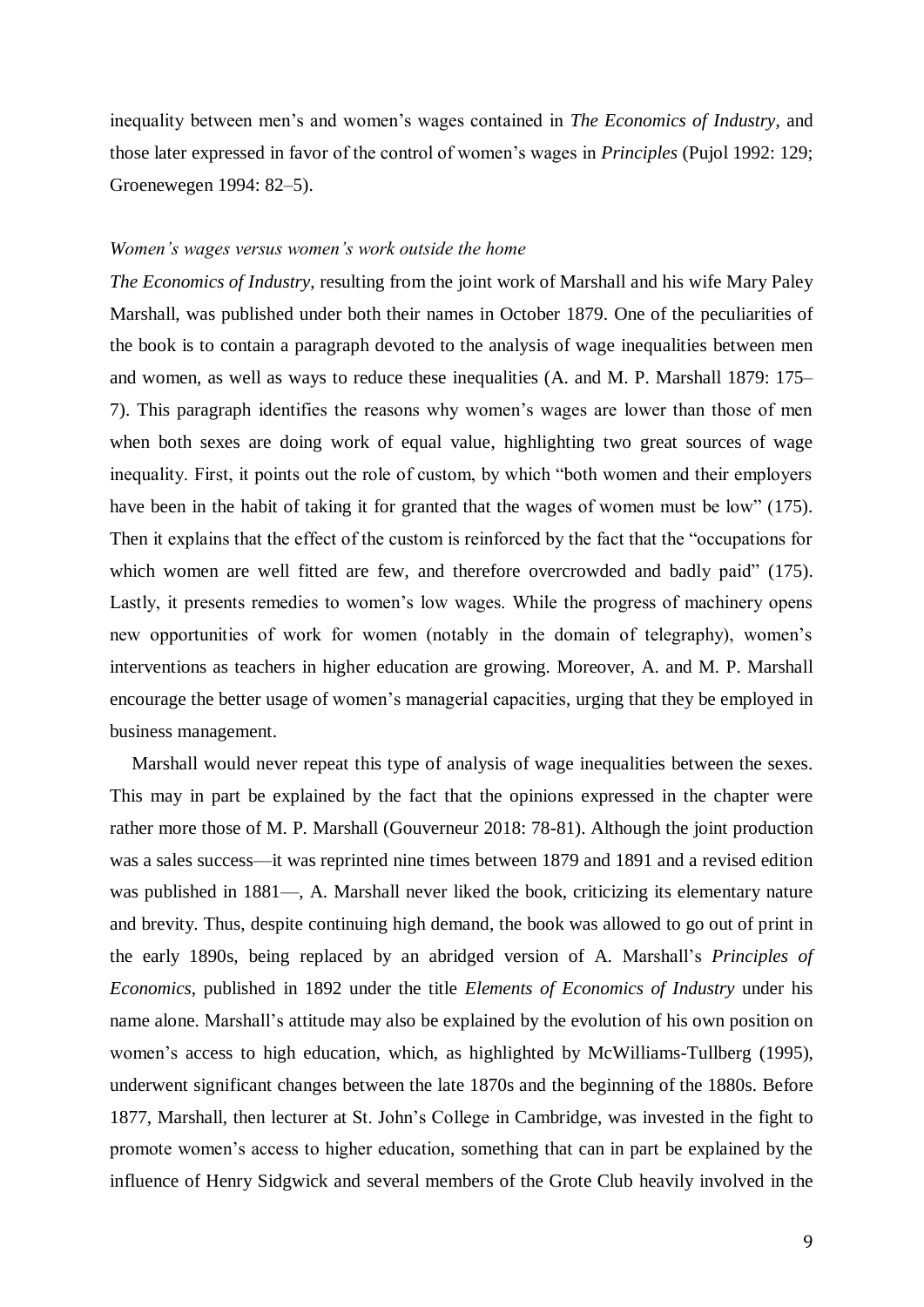inequality between men's and women's wages contained in *The Economics of Industry*, and those later expressed in favor of the control of women's wages in *Principles* (Pujol 1992: 129; Groenewegen 1994: 82–5).

### *Women's wages versus women's work outside the home*

*The Economics of Industry*, resulting from the joint work of Marshall and his wife Mary Paley Marshall, was published under both their names in October 1879. One of the peculiarities of the book is to contain a paragraph devoted to the analysis of wage inequalities between men and women, as well as ways to reduce these inequalities (A. and M. P. Marshall 1879: 175–7). This paragraph identifies the reasons why women's wages are lower than those of men when both sexes are doing work of equal value, highlighting two great sources of wage inequality. First, it points out the role of custom, by which "both women and their employers have been in the habit of taking it for granted that the wages of women must be low" (175). Then it explains that the effect of the custom is reinforced by the fact that the "occupations for which women are well fitted are few, and therefore overcrowded and badly paid" (175). Lastly, it presents remedies to women's low wages. While the progress of machinery opens new opportunities of work for women (notably in the domain of telegraphy), women's interventions as teachers in higher education are growing. Moreover, A. and M. P. Marshall encourage the better usage of women's managerial capacities, urging that they be employed in business management.

Marshall would never repeat this type of analysis of wage inequalities between the sexes. This may in part be explained by the fact that the opinions expressed in the chapter were rather more those of M. P. Marshall (Gouverneur 2018: 78-81). Although the joint production was a sales success—it was reprinted nine times between 1879 and 1891 and a revised edition was published in 1881—, A. Marshall never liked the book, criticizing its elementary nature and brevity. Thus, despite continuing high demand, the book was allowed to go out of print in the early 1890s, being replaced by an abridged version of A. Marshall's *Principles of Economics*, published in 1892 under the title *Elements of Economics of Industry* under his name alone. Marshall's attitude may also be explained by the evolution of his own position on women's access to high education, which, as highlighted by McWilliams-Tullberg (1995), underwent significant changes between the late 1870s and the beginning of the 1880s. Before 1877, Marshall, then lecturer at St. John's College in Cambridge, was invested in the fight to promote women's access to higher education, something that can in part be explained by the influence of Henry Sidgwick and several members of the Grote Club heavily involved in the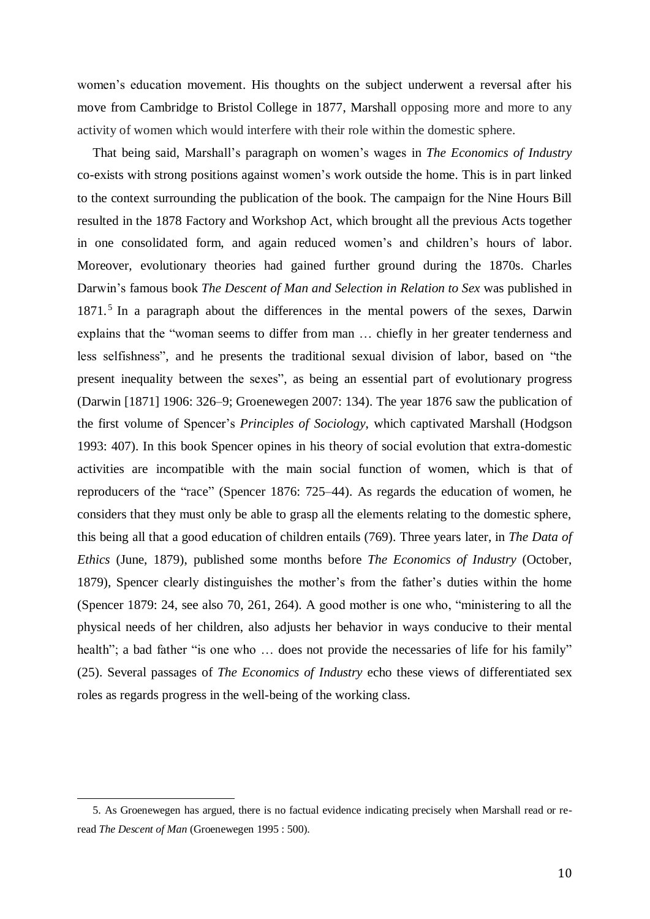women's education movement. His thoughts on the subject underwent a reversal after his move from Cambridge to Bristol College in 1877, Marshall opposing more and more to any activity of women which would interfere with their role within the domestic sphere.

That being said, Marshall's paragraph on women's wages in *The Economics of Industry* co-exists with strong positions against women's work outside the home. This is in part linked to the context surrounding the publication of the book. The campaign for the Nine Hours Bill resulted in the 1878 Factory and Workshop Act, which brought all the previous Acts together in one consolidated form, and again reduced women's and children's hours of labor. Moreover, evolutionary theories had gained further ground during the 1870s. Charles Darwin's famous book *The Descent of Man and Selection in Relation to Sex* was published in 1871.[5] In a paragraph about the differences in the mental powers of the sexes, Darwin explains that the "woman seems to differ from man … chiefly in her greater tenderness and less selfishness", and he presents the traditional sexual division of labor, based on "the present inequality between the sexes", as being an essential part of evolutionary progress (Darwin [1871] 1906: 326–9; Groenewegen 2007: 134). The year 1876 saw the publication of the first volume of Spencer's *Principles of Sociology*, which captivated Marshall (Hodgson 1993: 407). In this book Spencer opines in his theory of social evolution that extra-domestic activities are incompatible with the main social function of women, which is that of reproducers of the "race" (Spencer 1876: 725–44). As regards the education of women, he considers that they must only be able to grasp all the elements relating to the domestic sphere, this being all that a good education of children entails (769). Three years later, in *The Data of Ethics* (June, 1879), published some months before *The Economics of Industry* (October, 1879), Spencer clearly distinguishes the mother's from the father's duties within the home (Spencer 1879: 24, see also 70, 261, 264). A good mother is one who, "ministering to all the physical needs of her children, also adjusts her behavior in ways conducive to their mental health"; a bad father "is one who … does not provide the necessaries of life for his family" (25). Several passages of *The Economics of Industry* echo these views of differentiated sex roles as regards progress in the well-being of the working class.

5. As Groenewegen has argued, there is no factual evidence indicating precisely when Marshall read or re-read *The Descent of Man* (Groenewegen 1995 : 500).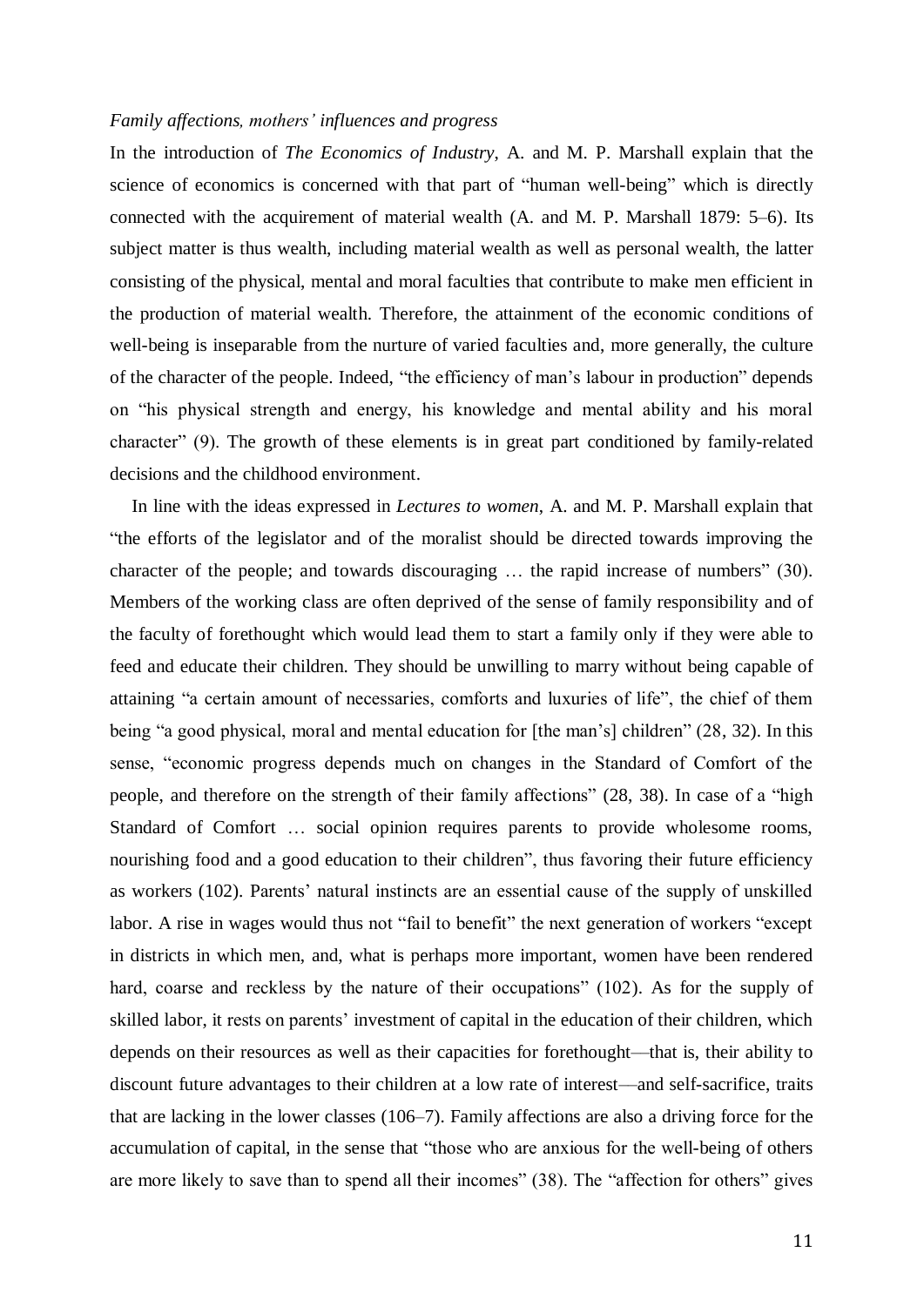*Family affections, mothers' influences and progress*

In the introduction of *The Economics of Industry*, A. and M. P. Marshall explain that the science of economics is concerned with that part of "human well-being" which is directly connected with the acquirement of material wealth (A. and M. P. Marshall 1879: 5–6). Its subject matter is thus wealth, including material wealth as well as personal wealth, the latter consisting of the physical, mental and moral faculties that contribute to make men efficient in the production of material wealth. Therefore, the attainment of the economic conditions of well-being is inseparable from the nurture of varied faculties and, more generally, the culture of the character of the people. Indeed, "the efficiency of man's labour in production" depends on "his physical strength and energy, his knowledge and mental ability and his moral character" (9). The growth of these elements is in great part conditioned by family-related decisions and the childhood environment.

In line with the ideas expressed in *Lectures to women*, A. and M. P. Marshall explain that "the efforts of the legislator and of the moralist should be directed towards improving the character of the people; and towards discouraging … the rapid increase of numbers" (30). Members of the working class are often deprived of the sense of family responsibility and of the faculty of forethought which would lead them to start a family only if they were able to feed and educate their children. They should be unwilling to marry without being capable of attaining "a certain amount of necessaries, comforts and luxuries of life", the chief of them being "a good physical, moral and mental education for [the man's] children" (28, 32). In this sense, "economic progress depends much on changes in the Standard of Comfort of the people, and therefore on the strength of their family affections" (28, 38). In case of a "high Standard of Comfort … social opinion requires parents to provide wholesome rooms, nourishing food and a good education to their children", thus favoring their future efficiency as workers (102). Parents' natural instincts are an essential cause of the supply of unskilled labor. A rise in wages would thus not "fail to benefit" the next generation of workers "except in districts in which men, and, what is perhaps more important, women have been rendered hard, coarse and reckless by the nature of their occupations" (102). As for the supply of skilled labor, it rests on parents' investment of capital in the education of their children, which depends on their resources as well as their capacities for forethought—that is, their ability to discount future advantages to their children at a low rate of interest—and self-sacrifice, traits that are lacking in the lower classes (106–7). Family affections are also a driving force for the accumulation of capital, in the sense that "those who are anxious for the well-being of others are more likely to save than to spend all their incomes" (38). The "affection for others" gives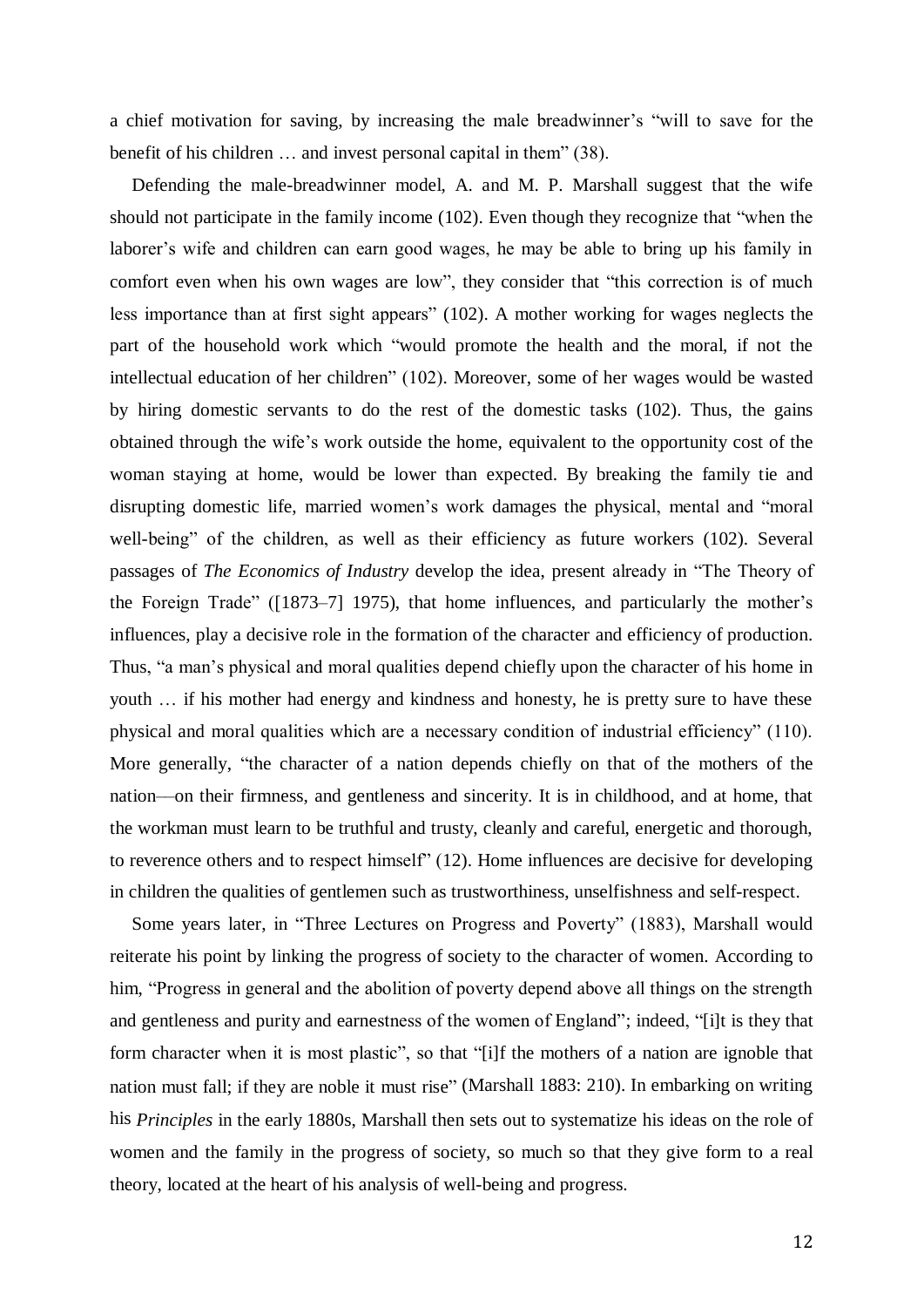a chief motivation for saving, by increasing the male breadwinner's "will to save for the benefit of his children … and invest personal capital in them" (38).

Defending the male-breadwinner model, A. and M. P. Marshall suggest that the wife should not participate in the family income (102). Even though they recognize that "when the laborer's wife and children can earn good wages, he may be able to bring up his family in comfort even when his own wages are low", they consider that "this correction is of much less importance than at first sight appears" (102). A mother working for wages neglects the part of the household work which "would promote the health and the moral, if not the intellectual education of her children" (102). Moreover, some of her wages would be wasted by hiring domestic servants to do the rest of the domestic tasks (102). Thus, the gains obtained through the wife's work outside the home, equivalent to the opportunity cost of the woman staying at home, would be lower than expected. By breaking the family tie and disrupting domestic life, married women's work damages the physical, mental and "moral well-being" of the children, as well as their efficiency as future workers (102). Several passages of *The Economics of Industry* develop the idea, present already in "The Theory of the Foreign Trade" ([1873–7] 1975), that home influences, and particularly the mother's influences, play a decisive role in the formation of the character and efficiency of production. Thus, "a man's physical and moral qualities depend chiefly upon the character of his home in youth … if his mother had energy and kindness and honesty, he is pretty sure to have these physical and moral qualities which are a necessary condition of industrial efficiency" (110). More generally, "the character of a nation depends chiefly on that of the mothers of the nation—on their firmness, and gentleness and sincerity. It is in childhood, and at home, that the workman must learn to be truthful and trusty, cleanly and careful, energetic and thorough, to reverence others and to respect himself" (12). Home influences are decisive for developing in children the qualities of gentlemen such as trustworthiness, unselfishness and self-respect.

Some years later, in "Three Lectures on Progress and Poverty" (1883), Marshall would reiterate his point by linking the progress of society to the character of women. According to him, "Progress in general and the abolition of poverty depend above all things on the strength and gentleness and purity and earnestness of the women of England"; indeed, "[i]t is they that form character when it is most plastic", so that "[i]f the mothers of a nation are ignoble that nation must fall; if they are noble it must rise" (Marshall 1883: 210). In embarking on writing his *Principles* in the early 1880s, Marshall then sets out to systematize his ideas on the role of women and the family in the progress of society, so much so that they give form to a real theory, located at the heart of his analysis of well-being and progress.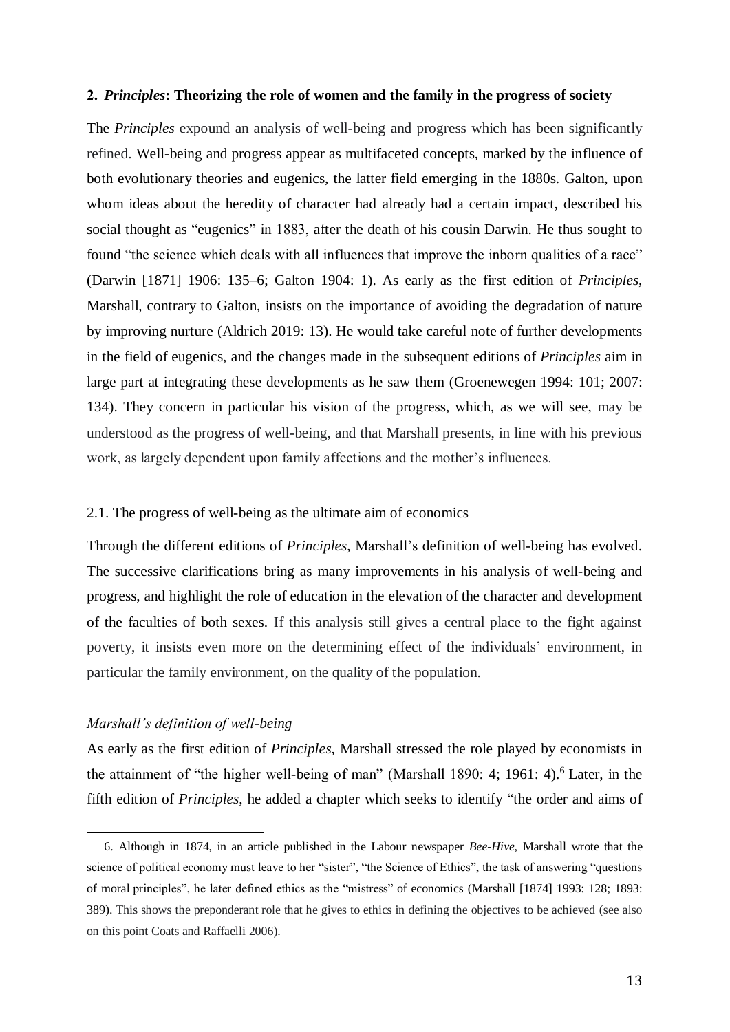## 2. *Principles*: Theorizing the role of women and the family in the progress of society

The *Principles* expound an analysis of well-being and progress which has been significantly refined. Well-being and progress appear as multifaceted concepts, marked by the influence of both evolutionary theories and eugenics, the latter field emerging in the 1880s. Galton, upon whom ideas about the heredity of character had already had a certain impact, described his social thought as "eugenics" in 1883, after the death of his cousin Darwin. He thus sought to found "the science which deals with all influences that improve the inborn qualities of a race" (Darwin [1871] 1906: 135–6; Galton 1904: 1). As early as the first edition of *Principles*, Marshall, contrary to Galton, insists on the importance of avoiding the degradation of nature by improving nurture (Aldrich 2019: 13). He would take careful note of further developments in the field of eugenics, and the changes made in the subsequent editions of *Principles* aim in large part at integrating these developments as he saw them (Groenewegen 1994: 101; 2007: 134). They concern in particular his vision of the progress, which, as we will see, may be understood as the progress of well-being, and that Marshall presents, in line with his previous work, as largely dependent upon family affections and the mother's influences.

### 2.1. The progress of well-being as the ultimate aim of economics

Through the different editions of *Principles*, Marshall's definition of well-being has evolved. The successive clarifications bring as many improvements in his analysis of well-being and progress, and highlight the role of education in the elevation of the character and development of the faculties of both sexes. If this analysis still gives a central place to the fight against poverty, it insists even more on the determining effect of the individuals' environment, in particular the family environment, on the quality of the population.

#### *Marshall's definition of well-being*

As early as the first edition of *Principles*, Marshall stressed the role played by economists in the attainment of "the higher well-being of man" (Marshall 1890: 4; 1961: 4).[6] Later, in the fifth edition of *Principles*, he added a chapter which seeks to identify "the order and aims of

---

6. Although in 1874, in an article published in the Labour newspaper *Bee-Hive*, Marshall wrote that the science of political economy must leave to her "sister", "the Science of Ethics", the task of answering "questions of moral principles", he later defined ethics as the "mistress" of economics (Marshall [1874] 1993: 128; 1893: 389). This shows the preponderant role that he gives to ethics in defining the objectives to be achieved (see also on this point Coats and Raffaelli 2006).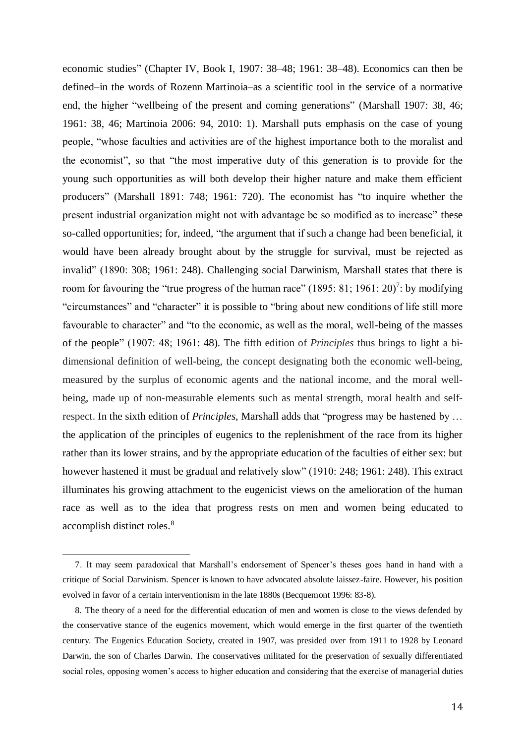economic studies" (Chapter IV, Book I, 1907: 38–48; 1961: 38–48). Economics can then be defined–in the words of Rozenn Martinoia–as a scientific tool in the service of a normative end, the higher "wellbeing of the present and coming generations" (Marshall 1907: 38, 46; 1961: 38, 46; Martinoia 2006: 94, 2010: 1). Marshall puts emphasis on the case of young people, "whose faculties and activities are of the highest importance both to the moralist and the economist", so that "the most imperative duty of this generation is to provide for the young such opportunities as will both develop their higher nature and make them efficient producers" (Marshall 1891: 748; 1961: 720). The economist has "to inquire whether the present industrial organization might not with advantage be so modified as to increase" these so-called opportunities; for, indeed, "the argument that if such a change had been beneficial, it would have been already brought about by the struggle for survival, must be rejected as invalid" (1890: 308; 1961: 248). Challenging social Darwinism, Marshall states that there is room for favouring the "true progress of the human race" (1895: 81; 1961: 20)[7]: by modifying "circumstances" and "character" it is possible to "bring about new conditions of life still more favourable to character" and "to the economic, as well as the moral, well-being of the masses of the people" (1907: 48; 1961: 48). The fifth edition of *Principles* thus brings to light a bi-dimensional definition of well-being, the concept designating both the economic well-being, measured by the surplus of economic agents and the national income, and the moral well-being, made up of non-measurable elements such as mental strength, moral health and self-respect. In the sixth edition of *Principles*, Marshall adds that "progress may be hastened by … the application of the principles of eugenics to the replenishment of the race from its higher rather than its lower strains, and by the appropriate education of the faculties of either sex: but however hastened it must be gradual and relatively slow" (1910: 248; 1961: 248). This extract illuminates his growing attachment to the eugenicist views on the amelioration of the human race as well as to the idea that progress rests on men and women being educated to accomplish distinct roles.[8]

7. It may seem paradoxical that Marshall's endorsement of Spencer's theses goes hand in hand with a critique of Social Darwinism. Spencer is known to have advocated absolute laissez-faire. However, his position evolved in favor of a certain interventionism in the late 1880s (Becquemont 1996: 83-8).

8. The theory of a need for the differential education of men and women is close to the views defended by the conservative stance of the eugenics movement, which would emerge in the first quarter of the twentieth century. The Eugenics Education Society, created in 1907, was presided over from 1911 to 1928 by Leonard Darwin, the son of Charles Darwin. The conservatives militated for the preservation of sexually differentiated social roles, opposing women's access to higher education and considering that the exercise of managerial duties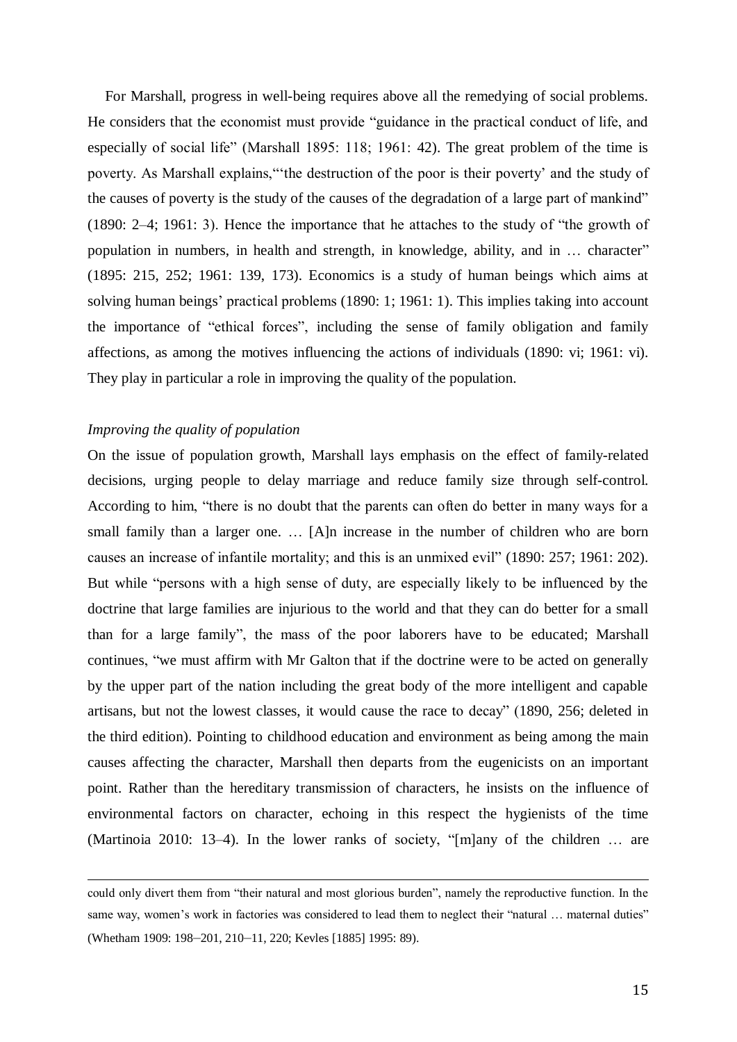For Marshall, progress in well-being requires above all the remedying of social problems. He considers that the economist must provide "guidance in the practical conduct of life, and especially of social life" (Marshall 1895: 118; 1961: 42). The great problem of the time is poverty. As Marshall explains,"'the destruction of the poor is their poverty' and the study of the causes of poverty is the study of the causes of the degradation of a large part of mankind" (1890: 2–4; 1961: 3). Hence the importance that he attaches to the study of "the growth of population in numbers, in health and strength, in knowledge, ability, and in … character" (1895: 215, 252; 1961: 139, 173). Economics is a study of human beings which aims at solving human beings' practical problems (1890: 1; 1961: 1). This implies taking into account the importance of "ethical forces", including the sense of family obligation and family affections, as among the motives influencing the actions of individuals (1890: vi; 1961: vi). They play in particular a role in improving the quality of the population.

*Improving the quality of population*

On the issue of population growth, Marshall lays emphasis on the effect of family-related decisions, urging people to delay marriage and reduce family size through self-control. According to him, "there is no doubt that the parents can often do better in many ways for a small family than a larger one. … [A]n increase in the number of children who are born causes an increase of infantile mortality; and this is an unmixed evil" (1890: 257; 1961: 202). But while "persons with a high sense of duty, are especially likely to be influenced by the doctrine that large families are injurious to the world and that they can do better for a small than for a large family", the mass of the poor laborers have to be educated; Marshall continues, "we must affirm with Mr Galton that if the doctrine were to be acted on generally by the upper part of the nation including the great body of the more intelligent and capable artisans, but not the lowest classes, it would cause the race to decay" (1890, 256; deleted in the third edition). Pointing to childhood education and environment as being among the main causes affecting the character, Marshall then departs from the eugenicists on an important point. Rather than the hereditary transmission of characters, he insists on the influence of environmental factors on character, echoing in this respect the hygienists of the time (Martinoia 2010: 13–4). In the lower ranks of society, "[m]any of the children … are

could only divert them from "their natural and most glorious burden", namely the reproductive function. In the same way, women's work in factories was considered to lead them to neglect their "natural … maternal duties" (Whetham 1909: 198–201, 210–11, 220; Kevles [1885] 1995: 89).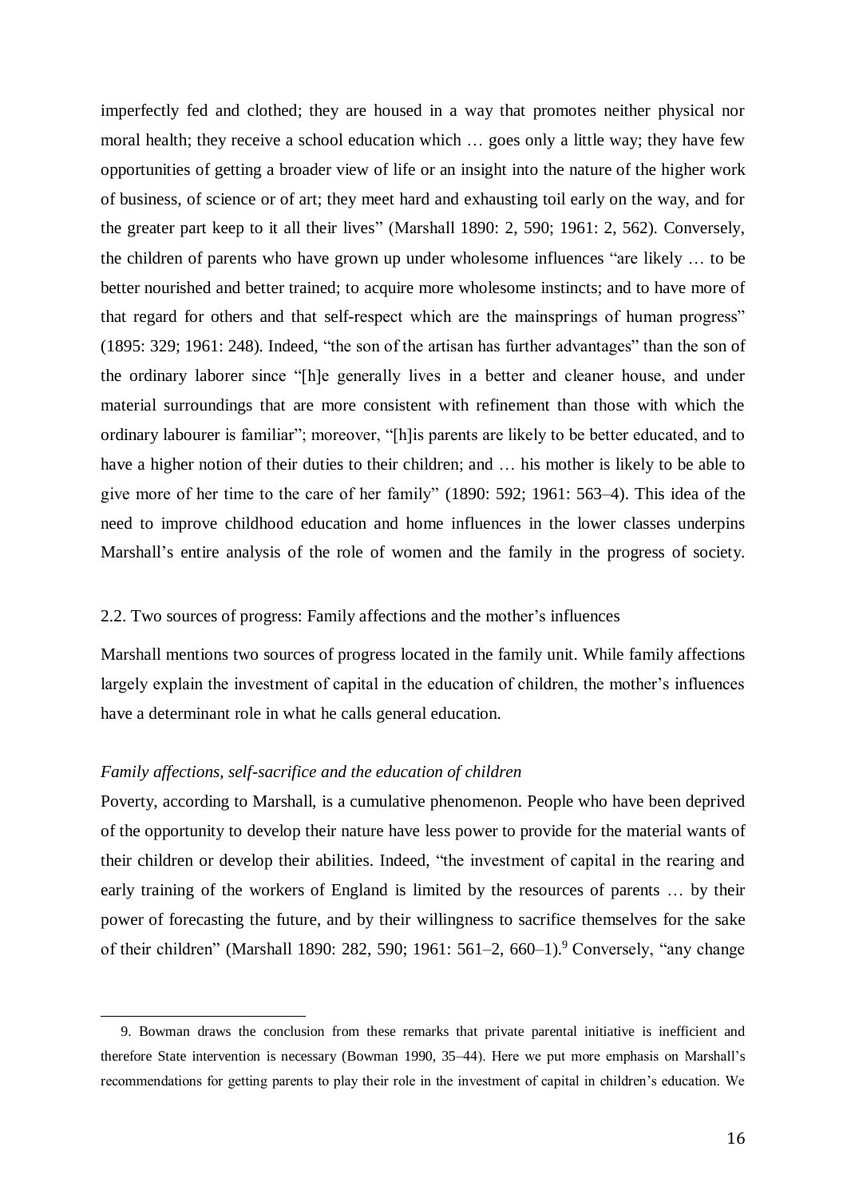imperfectly fed and clothed; they are housed in a way that promotes neither physical nor moral health; they receive a school education which … goes only a little way; they have few opportunities of getting a broader view of life or an insight into the nature of the higher work of business, of science or of art; they meet hard and exhausting toil early on the way, and for the greater part keep to it all their lives" (Marshall 1890: 2, 590; 1961: 2, 562). Conversely, the children of parents who have grown up under wholesome influences "are likely … to be better nourished and better trained; to acquire more wholesome instincts; and to have more of that regard for others and that self-respect which are the mainsprings of human progress" (1895: 329; 1961: 248). Indeed, "the son of the artisan has further advantages" than the son of the ordinary laborer since "[h]e generally lives in a better and cleaner house, and under material surroundings that are more consistent with refinement than those with which the ordinary labourer is familiar"; moreover, "[h]is parents are likely to be better educated, and to have a higher notion of their duties to their children; and … his mother is likely to be able to give more of her time to the care of her family" (1890: 592; 1961: 563–4). This idea of the need to improve childhood education and home influences in the lower classes underpins Marshall's entire analysis of the role of women and the family in the progress of society.

### 2.2. Two sources of progress: Family affections and the mother's influences

Marshall mentions two sources of progress located in the family unit. While family affections largely explain the investment of capital in the education of children, the mother's influences have a determinant role in what he calls general education.

#### *Family affections, self-sacrifice and the education of children*

Poverty, according to Marshall, is a cumulative phenomenon. People who have been deprived of the opportunity to develop their nature have less power to provide for the material wants of their children or develop their abilities. Indeed, "the investment of capital in the rearing and early training of the workers of England is limited by the resources of parents … by their power of forecasting the future, and by their willingness to sacrifice themselves for the sake of their children" (Marshall 1890: 282, 590; 1961: 561–2, 660–1).[9] Conversely, "any change

---

9. Bowman draws the conclusion from these remarks that private parental initiative is inefficient and therefore State intervention is necessary (Bowman 1990, 35–44). Here we put more emphasis on Marshall's recommendations for getting parents to play their role in the investment of capital in children's education. We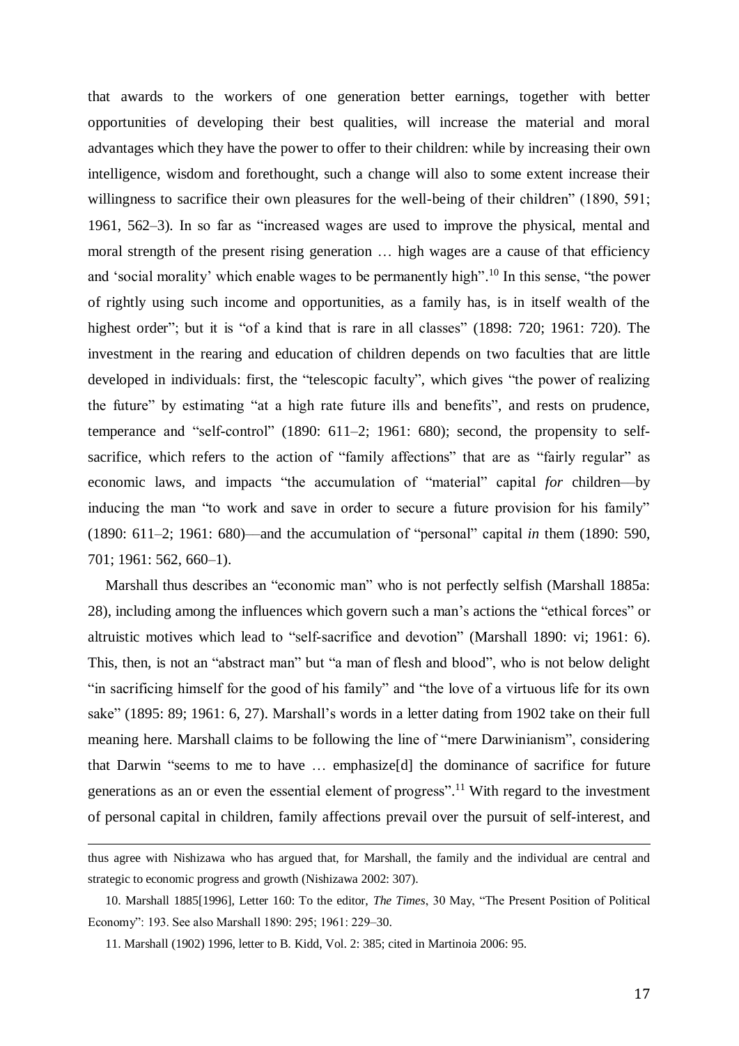that awards to the workers of one generation better earnings, together with better opportunities of developing their best qualities, will increase the material and moral advantages which they have the power to offer to their children: while by increasing their own intelligence, wisdom and forethought, such a change will also to some extent increase their willingness to sacrifice their own pleasures for the well-being of their children" (1890, 591; 1961, 562–3). In so far as "increased wages are used to improve the physical, mental and moral strength of the present rising generation … high wages are a cause of that efficiency and 'social morality' which enable wages to be permanently high".[10] In this sense, "the power of rightly using such income and opportunities, as a family has, is in itself wealth of the highest order"; but it is "of a kind that is rare in all classes" (1898: 720; 1961: 720). The investment in the rearing and education of children depends on two faculties that are little developed in individuals: first, the "telescopic faculty", which gives "the power of realizing the future" by estimating "at a high rate future ills and benefits", and rests on prudence, temperance and "self-control" (1890: 611–2; 1961: 680); second, the propensity to self-sacrifice, which refers to the action of "family affections" that are as "fairly regular" as economic laws, and impacts "the accumulation of "material" capital *for* children—by inducing the man "to work and save in order to secure a future provision for his family" (1890: 611–2; 1961: 680)—and the accumulation of "personal" capital *in* them (1890: 590, 701; 1961: 562, 660–1).

Marshall thus describes an "economic man" who is not perfectly selfish (Marshall 1885a: 28), including among the influences which govern such a man's actions the "ethical forces" or altruistic motives which lead to "self-sacrifice and devotion" (Marshall 1890: vi; 1961: 6). This, then, is not an "abstract man" but "a man of flesh and blood", who is not below delight "in sacrificing himself for the good of his family" and "the love of a virtuous life for its own sake" (1895: 89; 1961: 6, 27). Marshall's words in a letter dating from 1902 take on their full meaning here. Marshall claims to be following the line of "mere Darwinianism", considering that Darwin "seems to me to have … emphasize[d] the dominance of sacrifice for future generations as an or even the essential element of progress".[11] With regard to the investment of personal capital in children, family affections prevail over the pursuit of self-interest, and

---

thus agree with Nishizawa who has argued that, for Marshall, the family and the individual are central and strategic to economic progress and growth (Nishizawa 2002: 307).

10. Marshall 1885[1996], Letter 160: To the editor, *The Times*, 30 May, "The Present Position of Political Economy": 193. See also Marshall 1890: 295; 1961: 229–30.

11. Marshall (1902) 1996, letter to B. Kidd, Vol. 2: 385; cited in Martinoia 2006: 95.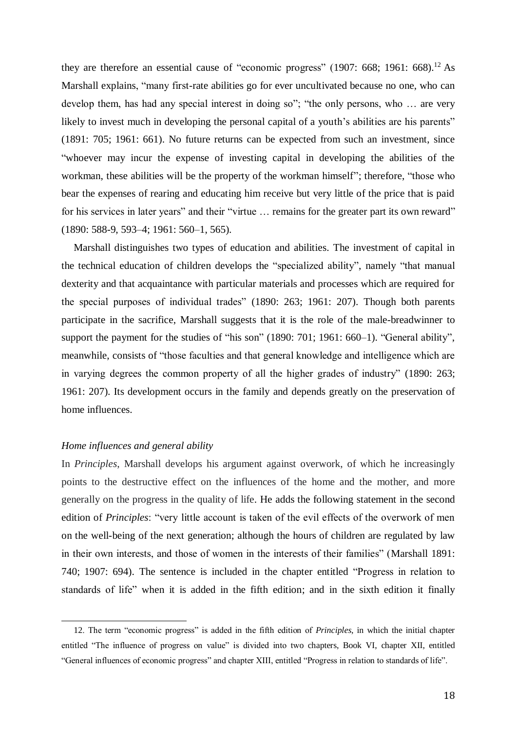they are therefore an essential cause of “economic progress” (1907: 668; 1961: 668).[12] As Marshall explains, “many first-rate abilities go for ever uncultivated because no one, who can develop them, has had any special interest in doing so”; “the only persons, who … are very likely to invest much in developing the personal capital of a youth’s abilities are his parents” (1891: 705; 1961: 661). No future returns can be expected from such an investment, since “whoever may incur the expense of investing capital in developing the abilities of the workman, these abilities will be the property of the workman himself”; therefore, “those who bear the expenses of rearing and educating him receive but very little of the price that is paid for his services in later years” and their “virtue … remains for the greater part its own reward” (1890: 588-9, 593–4; 1961: 560–1, 565).

Marshall distinguishes two types of education and abilities. The investment of capital in the technical education of children develops the “specialized ability”, namely “that manual dexterity and that acquaintance with particular materials and processes which are required for the special purposes of individual trades” (1890: 263; 1961: 207). Though both parents participate in the sacrifice, Marshall suggests that it is the role of the male-breadwinner to support the payment for the studies of “his son” (1890: 701; 1961: 660–1). “General ability”, meanwhile, consists of “those faculties and that general knowledge and intelligence which are in varying degrees the common property of all the higher grades of industry” (1890: 263; 1961: 207). Its development occurs in the family and depends greatly on the preservation of home influences.

### *Home influences and general ability*

In *Principles*, Marshall develops his argument against overwork, of which he increasingly points to the destructive effect on the influences of the home and the mother, and more generally on the progress in the quality of life. He adds the following statement in the second edition of *Principles*: “very little account is taken of the evil effects of the overwork of men on the well-being of the next generation; although the hours of children are regulated by law in their own interests, and those of women in the interests of their families” (Marshall 1891: 740; 1907: 694). The sentence is included in the chapter entitled “Progress in relation to standards of life” when it is added in the fifth edition; and in the sixth edition it finally

12. The term “economic progress” is added in the fifth edition of *Principles*, in which the initial chapter entitled “The influence of progress on value” is divided into two chapters, Book VI, chapter XII, entitled “General influences of economic progress” and chapter XIII, entitled “Progress in relation to standards of life”.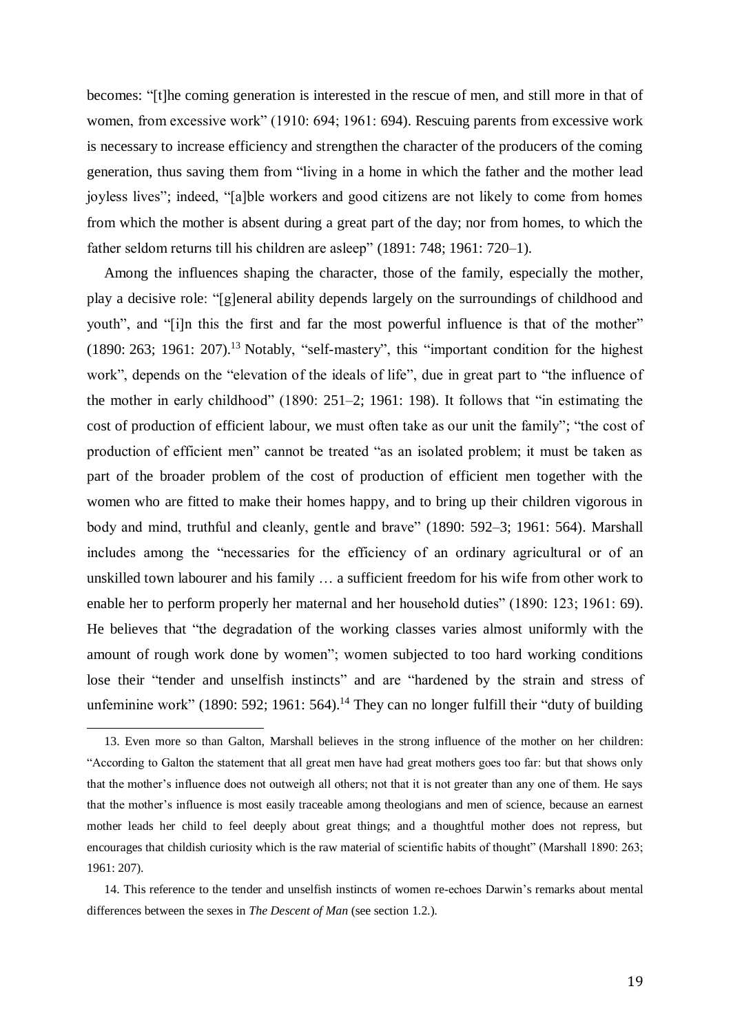becomes: "[t]he coming generation is interested in the rescue of men, and still more in that of women, from excessive work" (1910: 694; 1961: 694). Rescuing parents from excessive work is necessary to increase efficiency and strengthen the character of the producers of the coming generation, thus saving them from "living in a home in which the father and the mother lead joyless lives"; indeed, "[a]ble workers and good citizens are not likely to come from homes from which the mother is absent during a great part of the day; nor from homes, to which the father seldom returns till his children are asleep" (1891: 748; 1961: 720–1).

Among the influences shaping the character, those of the family, especially the mother, play a decisive role: "[g]eneral ability depends largely on the surroundings of childhood and youth", and "[i]n this the first and far the most powerful influence is that of the mother" (1890: 263; 1961: 207).[13] Notably, "self-mastery", this "important condition for the highest work", depends on the "elevation of the ideals of life", due in great part to "the influence of the mother in early childhood" (1890: 251–2; 1961: 198). It follows that "in estimating the cost of production of efficient labour, we must often take as our unit the family"; "the cost of production of efficient men" cannot be treated "as an isolated problem; it must be taken as part of the broader problem of the cost of production of efficient men together with the women who are fitted to make their homes happy, and to bring up their children vigorous in body and mind, truthful and cleanly, gentle and brave" (1890: 592–3; 1961: 564). Marshall includes among the "necessaries for the efficiency of an ordinary agricultural or of an unskilled town labourer and his family … a sufficient freedom for his wife from other work to enable her to perform properly her maternal and her household duties" (1890: 123; 1961: 69). He believes that "the degradation of the working classes varies almost uniformly with the amount of rough work done by women"; women subjected to too hard working conditions lose their "tender and unselfish instincts" and are "hardened by the strain and stress of unfeminine work" (1890: 592; 1961: 564).[14] They can no longer fulfill their "duty of building

---

13. Even more so than Galton, Marshall believes in the strong influence of the mother on her children: "According to Galton the statement that all great men have had great mothers goes too far: but that shows only that the mother's influence does not outweigh all others; not that it is not greater than any one of them. He says that the mother's influence is most easily traceable among theologians and men of science, because an earnest mother leads her child to feel deeply about great things; and a thoughtful mother does not repress, but encourages that childish curiosity which is the raw material of scientific habits of thought" (Marshall 1890: 263; 1961: 207).

14. This reference to the tender and unselfish instincts of women re-echoes Darwin's remarks about mental differences between the sexes in *The Descent of Man* (see section 1.2.).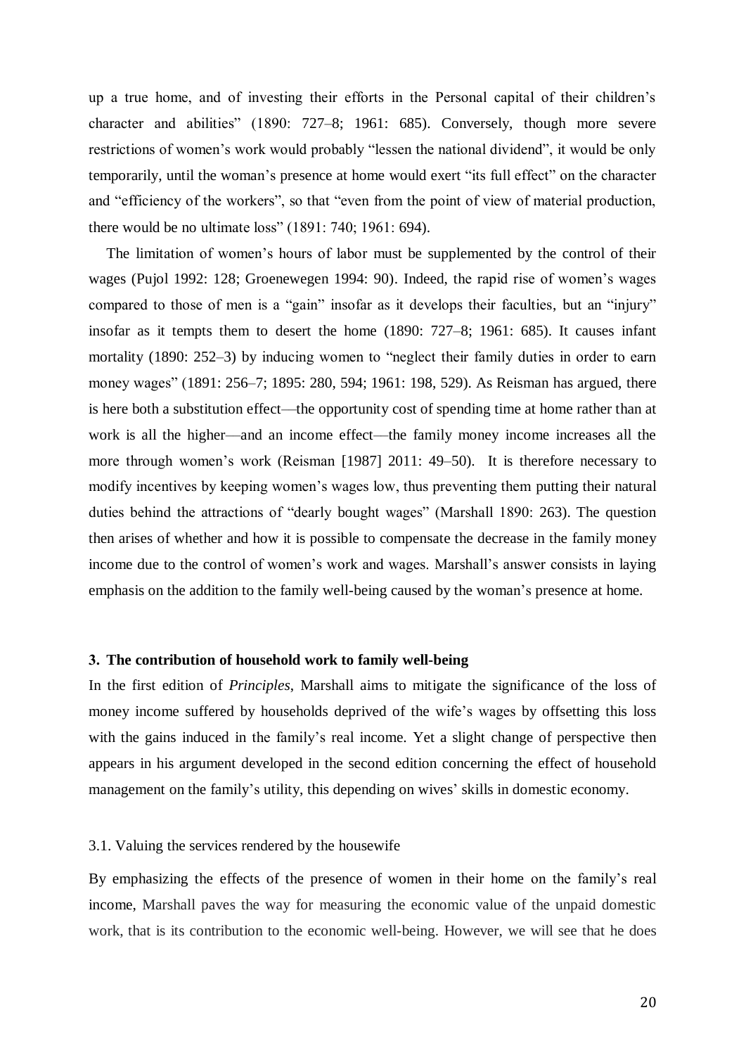up a true home, and of investing their efforts in the Personal capital of their children's character and abilities" (1890: 727–8; 1961: 685). Conversely, though more severe restrictions of women's work would probably "lessen the national dividend", it would be only temporarily, until the woman's presence at home would exert "its full effect" on the character and "efficiency of the workers", so that "even from the point of view of material production, there would be no ultimate loss" (1891: 740; 1961: 694).

The limitation of women's hours of labor must be supplemented by the control of their wages (Pujol 1992: 128; Groenewegen 1994: 90). Indeed, the rapid rise of women's wages compared to those of men is a "gain" insofar as it develops their faculties, but an "injury" insofar as it tempts them to desert the home (1890: 727–8; 1961: 685). It causes infant mortality (1890: 252–3) by inducing women to "neglect their family duties in order to earn money wages" (1891: 256–7; 1895: 280, 594; 1961: 198, 529). As Reisman has argued, there is here both a substitution effect—the opportunity cost of spending time at home rather than at work is all the higher—and an income effect—the family money income increases all the more through women's work (Reisman [1987] 2011: 49–50). It is therefore necessary to modify incentives by keeping women's wages low, thus preventing them putting their natural duties behind the attractions of "dearly bought wages" (Marshall 1890: 263). The question then arises of whether and how it is possible to compensate the decrease in the family money income due to the control of women's work and wages. Marshall's answer consists in laying emphasis on the addition to the family well-being caused by the woman's presence at home.

## 3. The contribution of household work to family well-being

In the first edition of *Principles*, Marshall aims to mitigate the significance of the loss of money income suffered by households deprived of the wife's wages by offsetting this loss with the gains induced in the family's real income. Yet a slight change of perspective then appears in his argument developed in the second edition concerning the effect of household management on the family's utility, this depending on wives' skills in domestic economy.

### 3.1. Valuing the services rendered by the housewife

By emphasizing the effects of the presence of women in their home on the family's real income, Marshall paves the way for measuring the economic value of the unpaid domestic work, that is its contribution to the economic well-being. However, we will see that he does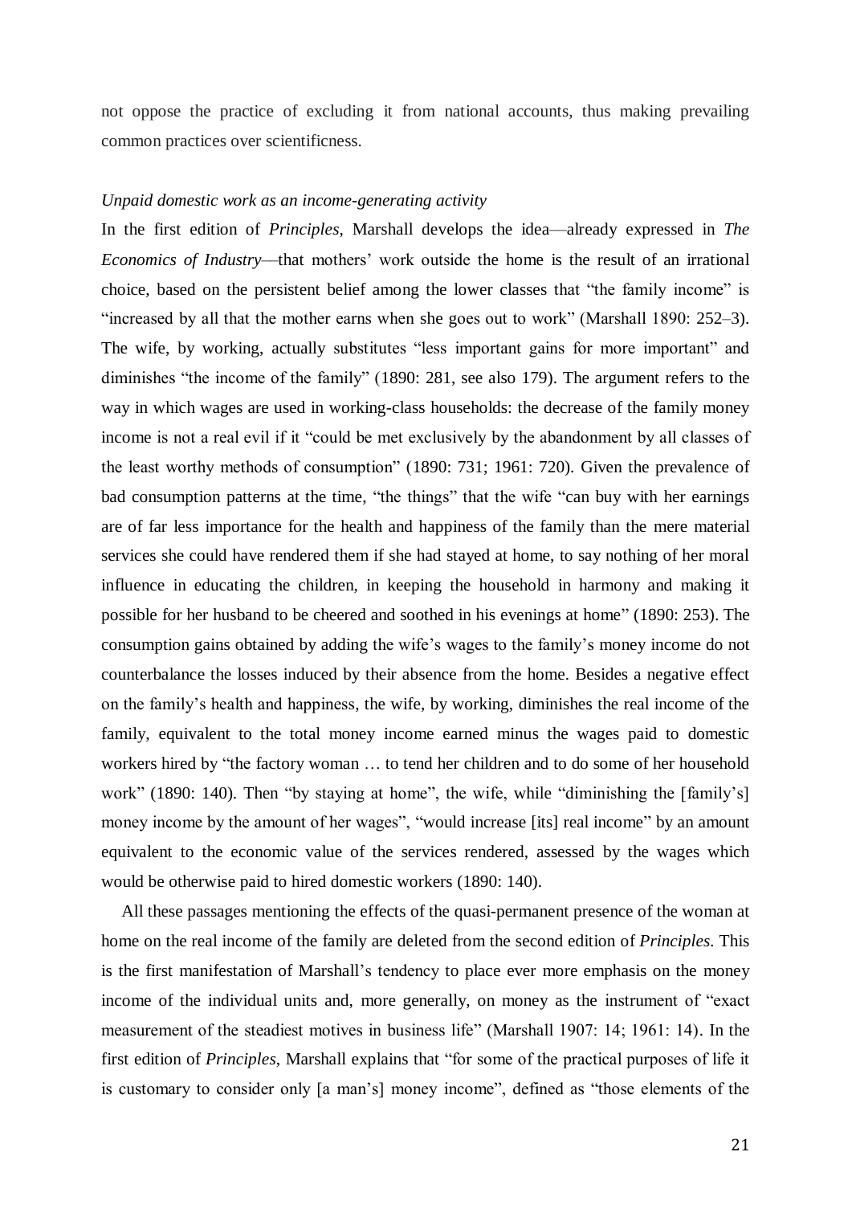not oppose the practice of excluding it from national accounts, thus making prevailing common practices over scientificness.

*Unpaid domestic work as an income-generating activity*

In the first edition of *Principles*, Marshall develops the idea—already expressed in *The Economics of Industry*—that mothers' work outside the home is the result of an irrational choice, based on the persistent belief among the lower classes that "the family income" is "increased by all that the mother earns when she goes out to work" (Marshall 1890: 252–3). The wife, by working, actually substitutes "less important gains for more important" and diminishes "the income of the family" (1890: 281, see also 179). The argument refers to the way in which wages are used in working-class households: the decrease of the family money income is not a real evil if it "could be met exclusively by the abandonment by all classes of the least worthy methods of consumption" (1890: 731; 1961: 720). Given the prevalence of bad consumption patterns at the time, "the things" that the wife "can buy with her earnings are of far less importance for the health and happiness of the family than the mere material services she could have rendered them if she had stayed at home, to say nothing of her moral influence in educating the children, in keeping the household in harmony and making it possible for her husband to be cheered and soothed in his evenings at home" (1890: 253). The consumption gains obtained by adding the wife's wages to the family's money income do not counterbalance the losses induced by their absence from the home. Besides a negative effect on the family's health and happiness, the wife, by working, diminishes the real income of the family, equivalent to the total money income earned minus the wages paid to domestic workers hired by "the factory woman … to tend her children and to do some of her household work" (1890: 140). Then "by staying at home", the wife, while "diminishing the [family's] money income by the amount of her wages", "would increase [its] real income" by an amount equivalent to the economic value of the services rendered, assessed by the wages which would be otherwise paid to hired domestic workers (1890: 140).

All these passages mentioning the effects of the quasi-permanent presence of the woman at home on the real income of the family are deleted from the second edition of *Principles*. This is the first manifestation of Marshall's tendency to place ever more emphasis on the money income of the individual units and, more generally, on money as the instrument of "exact measurement of the steadiest motives in business life" (Marshall 1907: 14; 1961: 14). In the first edition of *Principles*, Marshall explains that "for some of the practical purposes of life it is customary to consider only [a man's] money income", defined as "those elements of the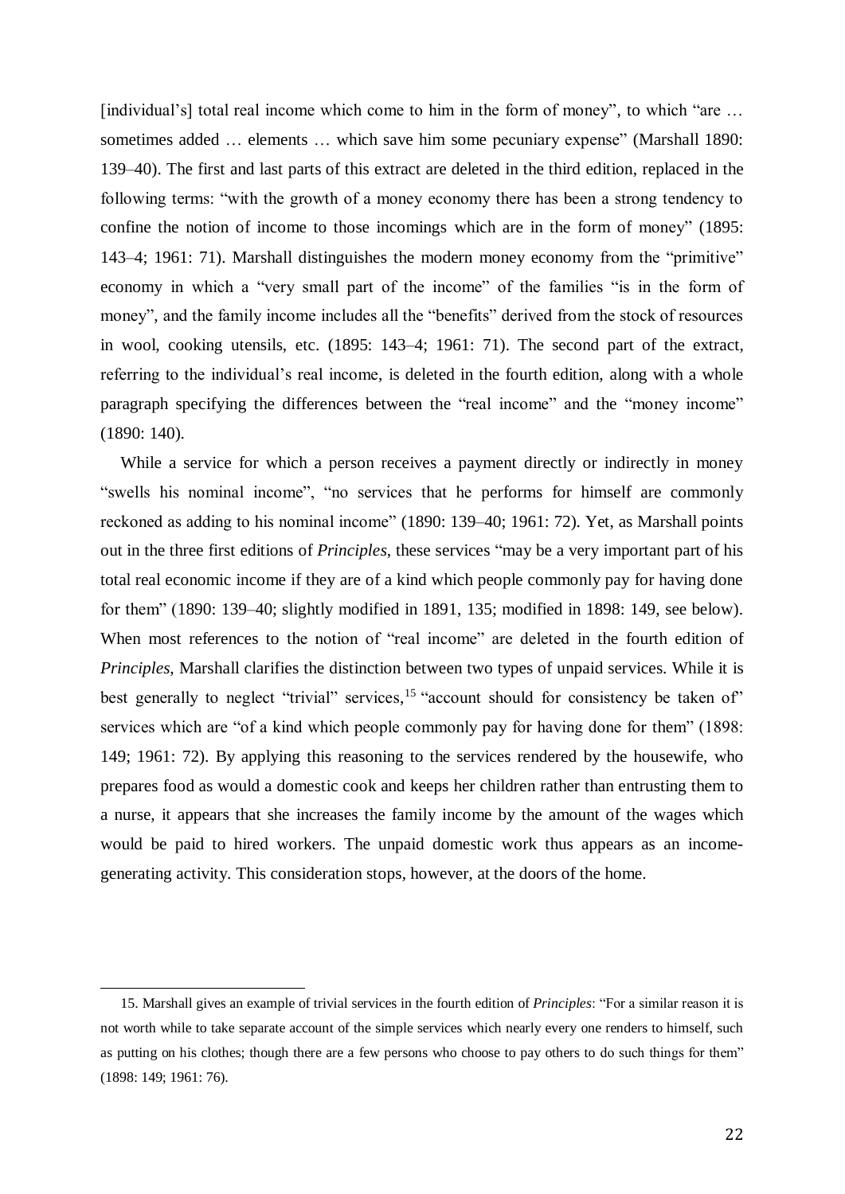[individual's] total real income which come to him in the form of money", to which "are … sometimes added … elements … which save him some pecuniary expense" (Marshall 1890: 139–40). The first and last parts of this extract are deleted in the third edition, replaced in the following terms: "with the growth of a money economy there has been a strong tendency to confine the notion of income to those incomings which are in the form of money" (1895: 143–4; 1961: 71). Marshall distinguishes the modern money economy from the "primitive" economy in which a "very small part of the income" of the families "is in the form of money", and the family income includes all the "benefits" derived from the stock of resources in wool, cooking utensils, etc. (1895: 143–4; 1961: 71). The second part of the extract, referring to the individual's real income, is deleted in the fourth edition, along with a whole paragraph specifying the differences between the "real income" and the "money income" (1890: 140).

While a service for which a person receives a payment directly or indirectly in money "swells his nominal income", "no services that he performs for himself are commonly reckoned as adding to his nominal income" (1890: 139–40; 1961: 72). Yet, as Marshall points out in the three first editions of *Principles*, these services "may be a very important part of his total real economic income if they are of a kind which people commonly pay for having done for them" (1890: 139–40; slightly modified in 1891, 135; modified in 1898: 149, see below). When most references to the notion of "real income" are deleted in the fourth edition of *Principles*, Marshall clarifies the distinction between two types of unpaid services. While it is best generally to neglect "trivial" services,[15] "account should for consistency be taken of" services which are "of a kind which people commonly pay for having done for them" (1898: 149; 1961: 72). By applying this reasoning to the services rendered by the housewife, who prepares food as would a domestic cook and keeps her children rather than entrusting them to a nurse, it appears that she increases the family income by the amount of the wages which would be paid to hired workers. The unpaid domestic work thus appears as an income-generating activity. This consideration stops, however, at the doors of the home.

---

15. Marshall gives an example of trivial services in the fourth edition of *Principles*: "For a similar reason it is not worth while to take separate account of the simple services which nearly every one renders to himself, such as putting on his clothes; though there are a few persons who choose to pay others to do such things for them" (1898: 149; 1961: 76).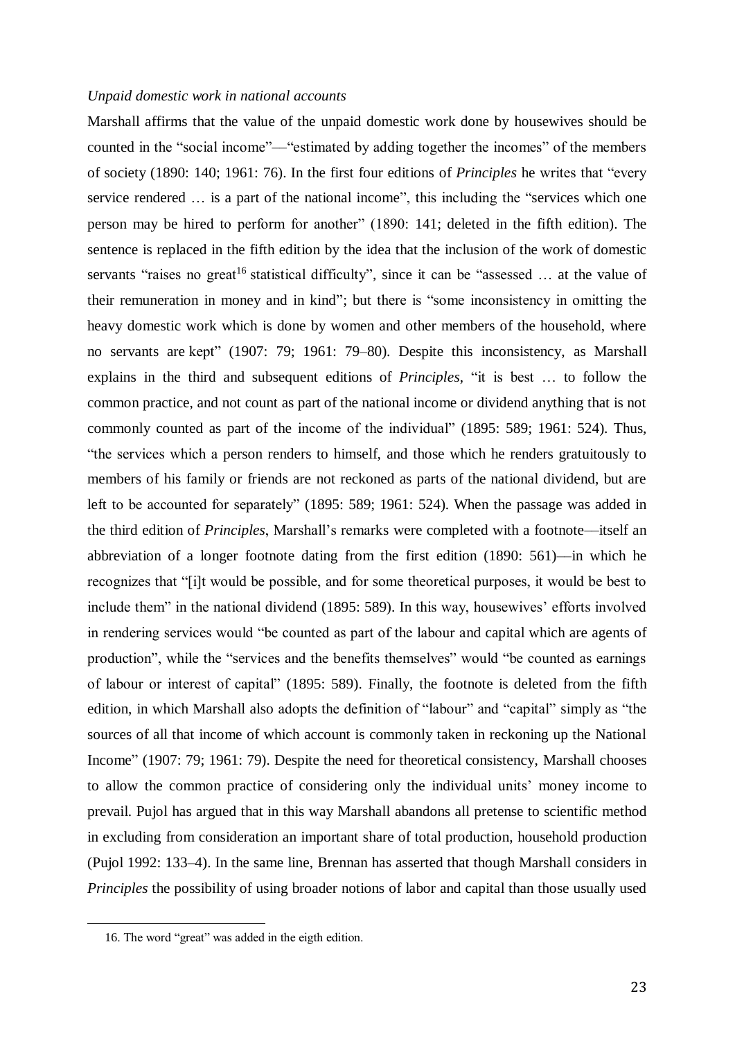*Unpaid domestic work in national accounts*

Marshall affirms that the value of the unpaid domestic work done by housewives should be counted in the "social income"—"estimated by adding together the incomes" of the members of society (1890: 140; 1961: 76). In the first four editions of *Principles* he writes that "every service rendered … is a part of the national income", this including the "services which one person may be hired to perform for another" (1890: 141; deleted in the fifth edition). The sentence is replaced in the fifth edition by the idea that the inclusion of the work of domestic servants "raises no great[16] statistical difficulty", since it can be "assessed … at the value of their remuneration in money and in kind"; but there is "some inconsistency in omitting the heavy domestic work which is done by women and other members of the household, where no servants are kept" (1907: 79; 1961: 79–80). Despite this inconsistency, as Marshall explains in the third and subsequent editions of *Principles*, "it is best … to follow the common practice, and not count as part of the national income or dividend anything that is not commonly counted as part of the income of the individual" (1895: 589; 1961: 524). Thus, "the services which a person renders to himself, and those which he renders gratuitously to members of his family or friends are not reckoned as parts of the national dividend, but are left to be accounted for separately" (1895: 589; 1961: 524). When the passage was added in the third edition of *Principles*, Marshall's remarks were completed with a footnote—itself an abbreviation of a longer footnote dating from the first edition (1890: 561)—in which he recognizes that "[i]t would be possible, and for some theoretical purposes, it would be best to include them" in the national dividend (1895: 589). In this way, housewives' efforts involved in rendering services would "be counted as part of the labour and capital which are agents of production", while the "services and the benefits themselves" would "be counted as earnings of labour or interest of capital" (1895: 589). Finally, the footnote is deleted from the fifth edition, in which Marshall also adopts the definition of "labour" and "capital" simply as "the sources of all that income of which account is commonly taken in reckoning up the National Income" (1907: 79; 1961: 79). Despite the need for theoretical consistency, Marshall chooses to allow the common practice of considering only the individual units' money income to prevail. Pujol has argued that in this way Marshall abandons all pretense to scientific method in excluding from consideration an important share of total production, household production (Pujol 1992: 133–4). In the same line, Brennan has asserted that though Marshall considers in *Principles* the possibility of using broader notions of labor and capital than those usually used

16. The word "great" was added in the eigth edition.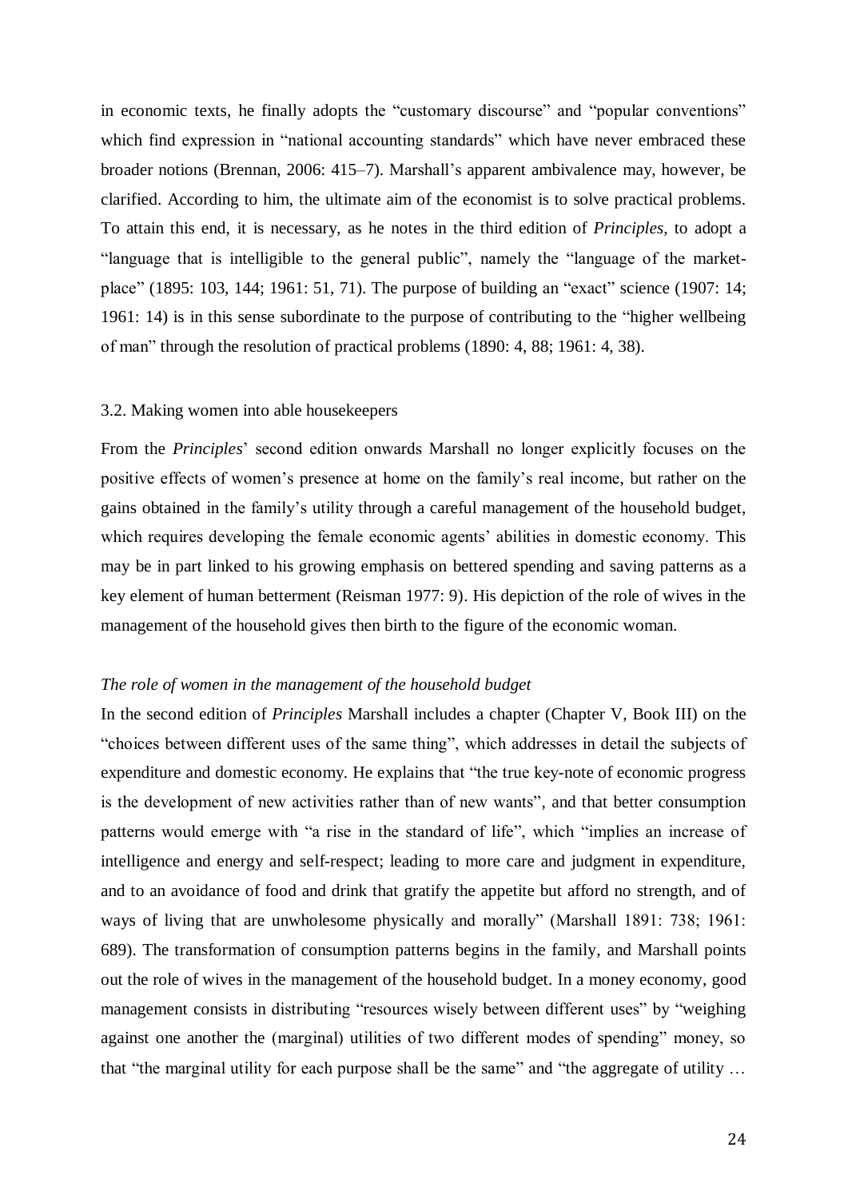in economic texts, he finally adopts the "customary discourse" and "popular conventions" which find expression in "national accounting standards" which have never embraced these broader notions (Brennan, 2006: 415–7). Marshall's apparent ambivalence may, however, be clarified. According to him, the ultimate aim of the economist is to solve practical problems. To attain this end, it is necessary, as he notes in the third edition of *Principles*, to adopt a "language that is intelligible to the general public", namely the "language of the market-place" (1895: 103, 144; 1961: 51, 71). The purpose of building an "exact" science (1907: 14; 1961: 14) is in this sense subordinate to the purpose of contributing to the "higher wellbeing of man" through the resolution of practical problems (1890: 4, 88; 1961: 4, 38).

### 3.2. Making women into able housekeepers

From the *Principles*' second edition onwards Marshall no longer explicitly focuses on the positive effects of women's presence at home on the family's real income, but rather on the gains obtained in the family's utility through a careful management of the household budget, which requires developing the female economic agents' abilities in domestic economy. This may be in part linked to his growing emphasis on bettered spending and saving patterns as a key element of human betterment (Reisman 1977: 9). His depiction of the role of wives in the management of the household gives then birth to the figure of the economic woman.

#### *The role of women in the management of the household budget*

In the second edition of *Principles* Marshall includes a chapter (Chapter V, Book III) on the "choices between different uses of the same thing", which addresses in detail the subjects of expenditure and domestic economy. He explains that "the true key-note of economic progress is the development of new activities rather than of new wants", and that better consumption patterns would emerge with "a rise in the standard of life", which "implies an increase of intelligence and energy and self-respect; leading to more care and judgment in expenditure, and to an avoidance of food and drink that gratify the appetite but afford no strength, and of ways of living that are unwholesome physically and morally" (Marshall 1891: 738; 1961: 689). The transformation of consumption patterns begins in the family, and Marshall points out the role of wives in the management of the household budget. In a money economy, good management consists in distributing "resources wisely between different uses" by "weighing against one another the (marginal) utilities of two different modes of spending" money, so that "the marginal utility for each purpose shall be the same" and "the aggregate of utility …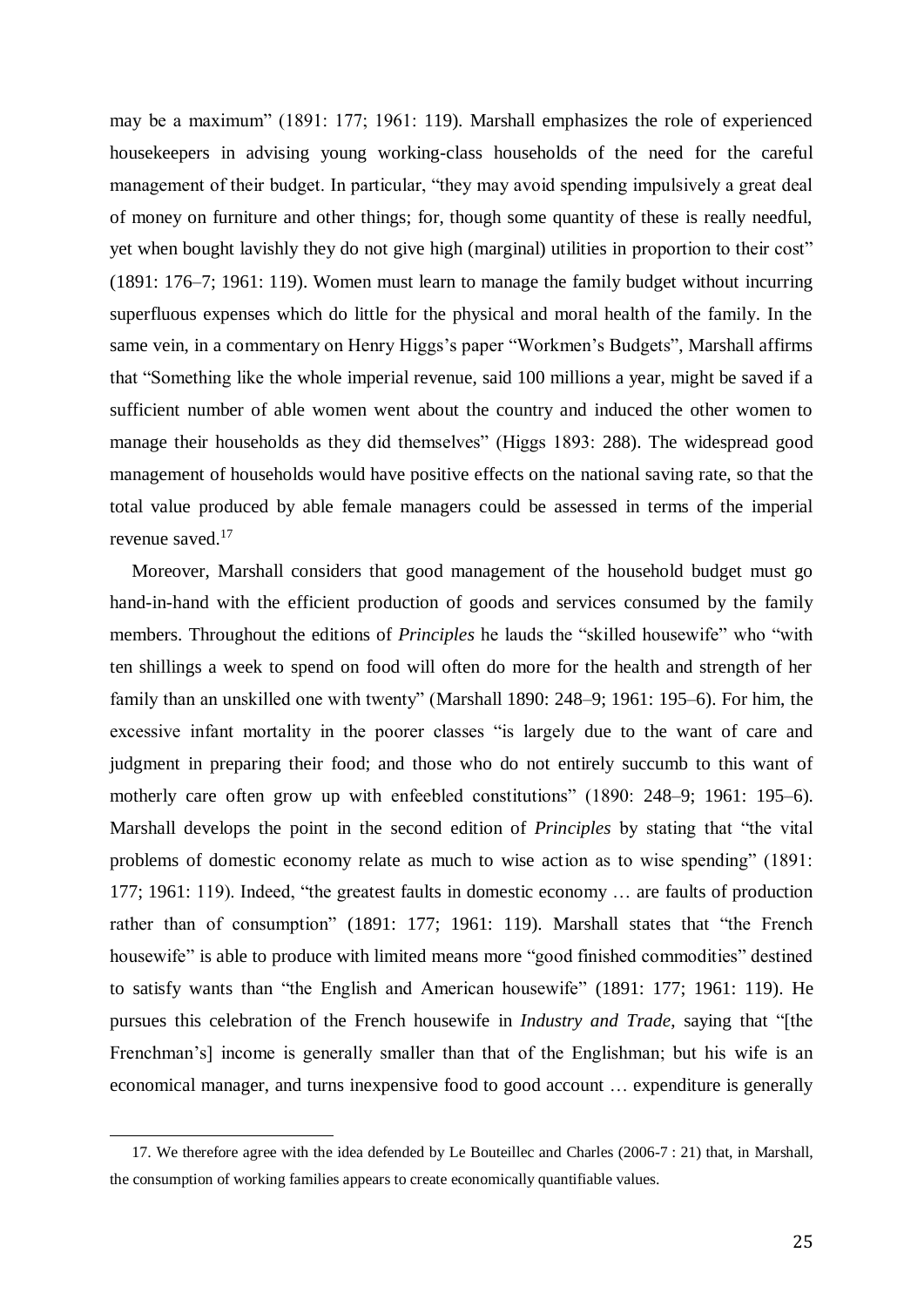may be a maximum" (1891: 177; 1961: 119). Marshall emphasizes the role of experienced housekeepers in advising young working-class households of the need for the careful management of their budget. In particular, "they may avoid spending impulsively a great deal of money on furniture and other things; for, though some quantity of these is really needful, yet when bought lavishly they do not give high (marginal) utilities in proportion to their cost" (1891: 176–7; 1961: 119). Women must learn to manage the family budget without incurring superfluous expenses which do little for the physical and moral health of the family. In the same vein, in a commentary on Henry Higgs's paper "Workmen's Budgets", Marshall affirms that "Something like the whole imperial revenue, said 100 millions a year, might be saved if a sufficient number of able women went about the country and induced the other women to manage their households as they did themselves" (Higgs 1893: 288). The widespread good management of households would have positive effects on the national saving rate, so that the total value produced by able female managers could be assessed in terms of the imperial revenue saved.[17]

Moreover, Marshall considers that good management of the household budget must go hand-in-hand with the efficient production of goods and services consumed by the family members. Throughout the editions of *Principles* he lauds the "skilled housewife" who "with ten shillings a week to spend on food will often do more for the health and strength of her family than an unskilled one with twenty" (Marshall 1890: 248–9; 1961: 195–6). For him, the excessive infant mortality in the poorer classes "is largely due to the want of care and judgment in preparing their food; and those who do not entirely succumb to this want of motherly care often grow up with enfeebled constitutions" (1890: 248–9; 1961: 195–6). Marshall develops the point in the second edition of *Principles* by stating that "the vital problems of domestic economy relate as much to wise action as to wise spending" (1891: 177; 1961: 119). Indeed, "the greatest faults in domestic economy … are faults of production rather than of consumption" (1891: 177; 1961: 119). Marshall states that "the French housewife" is able to produce with limited means more "good finished commodities" destined to satisfy wants than "the English and American housewife" (1891: 177; 1961: 119). He pursues this celebration of the French housewife in *Industry and Trade*, saying that "[the Frenchman's] income is generally smaller than that of the Englishman; but his wife is an economical manager, and turns inexpensive food to good account … expenditure is generally

17. We therefore agree with the idea defended by Le Bouteillec and Charles (2006-7 : 21) that, in Marshall, the consumption of working families appears to create economically quantifiable values.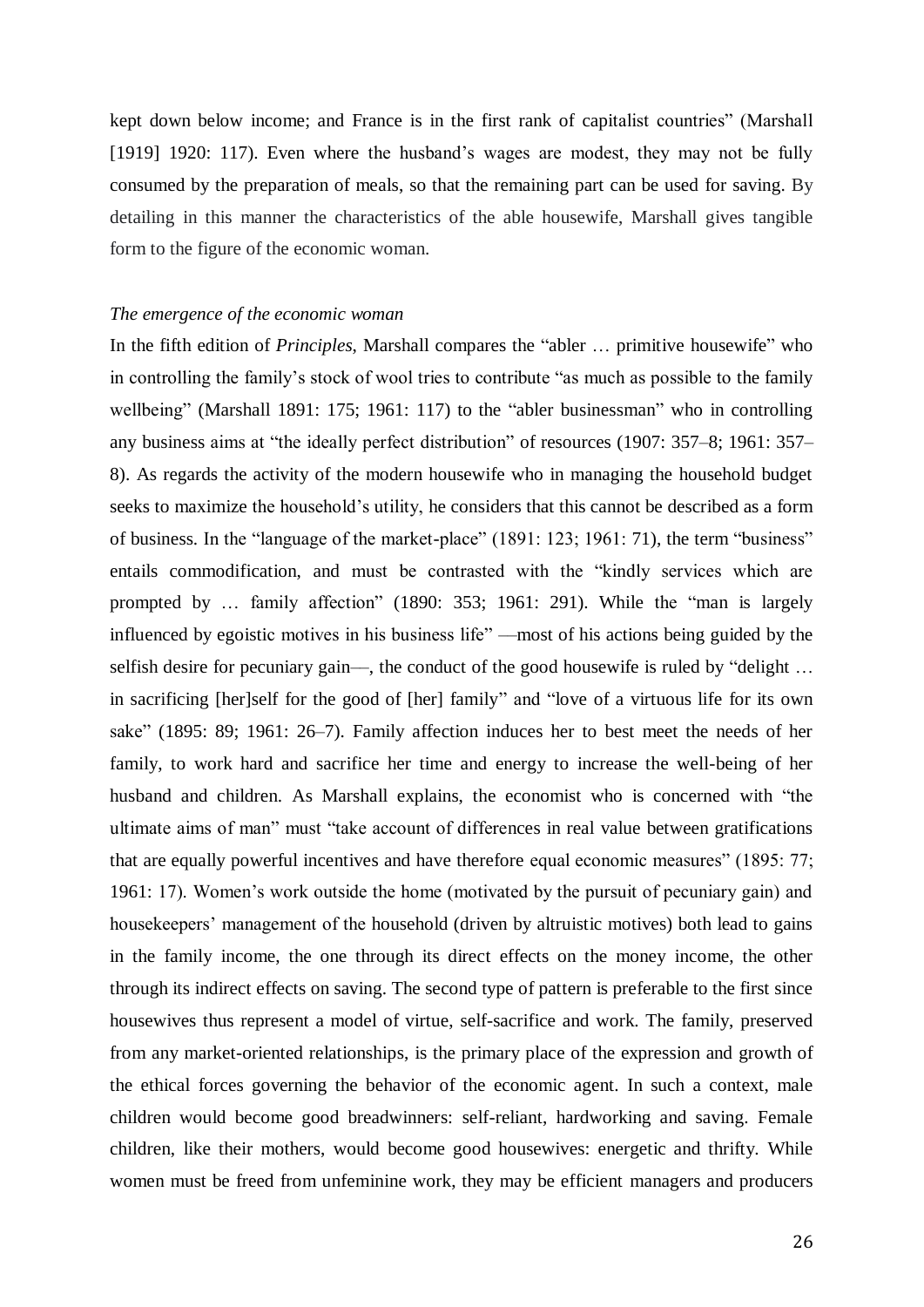kept down below income; and France is in the first rank of capitalist countries" (Marshall [1919] 1920: 117). Even where the husband's wages are modest, they may not be fully consumed by the preparation of meals, so that the remaining part can be used for saving. By detailing in this manner the characteristics of the able housewife, Marshall gives tangible form to the figure of the economic woman.

*The emergence of the economic woman*

In the fifth edition of *Principles*, Marshall compares the "abler … primitive housewife" who in controlling the family's stock of wool tries to contribute "as much as possible to the family wellbeing" (Marshall 1891: 175; 1961: 117) to the "abler businessman" who in controlling any business aims at "the ideally perfect distribution" of resources (1907: 357–8; 1961: 357–8). As regards the activity of the modern housewife who in managing the household budget seeks to maximize the household's utility, he considers that this cannot be described as a form of business. In the "language of the market-place" (1891: 123; 1961: 71), the term "business" entails commodification, and must be contrasted with the "kindly services which are prompted by … family affection" (1890: 353; 1961: 291). While the "man is largely influenced by egoistic motives in his business life" —most of his actions being guided by the selfish desire for pecuniary gain—, the conduct of the good housewife is ruled by "delight … in sacrificing [her]self for the good of [her] family" and "love of a virtuous life for its own sake" (1895: 89; 1961: 26–7). Family affection induces her to best meet the needs of her family, to work hard and sacrifice her time and energy to increase the well-being of her husband and children. As Marshall explains, the economist who is concerned with "the ultimate aims of man" must "take account of differences in real value between gratifications that are equally powerful incentives and have therefore equal economic measures" (1895: 77; 1961: 17). Women's work outside the home (motivated by the pursuit of pecuniary gain) and housekeepers' management of the household (driven by altruistic motives) both lead to gains in the family income, the one through its direct effects on the money income, the other through its indirect effects on saving. The second type of pattern is preferable to the first since housewives thus represent a model of virtue, self-sacrifice and work. The family, preserved from any market-oriented relationships, is the primary place of the expression and growth of the ethical forces governing the behavior of the economic agent. In such a context, male children would become good breadwinners: self-reliant, hardworking and saving. Female children, like their mothers, would become good housewives: energetic and thrifty. While women must be freed from unfeminine work, they may be efficient managers and producers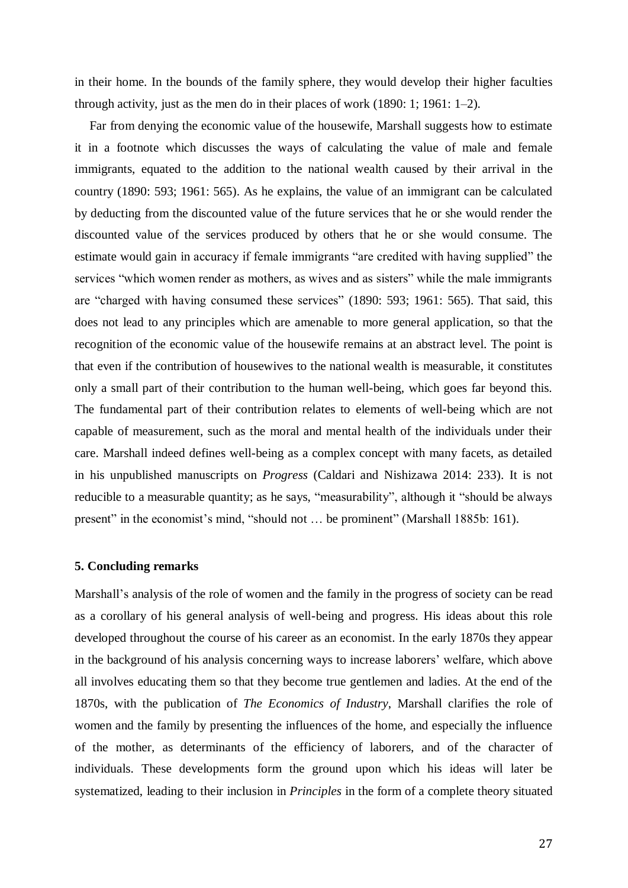in their home. In the bounds of the family sphere, they would develop their higher faculties through activity, just as the men do in their places of work (1890: 1; 1961: 1–2).

Far from denying the economic value of the housewife, Marshall suggests how to estimate it in a footnote which discusses the ways of calculating the value of male and female immigrants, equated to the addition to the national wealth caused by their arrival in the country (1890: 593; 1961: 565). As he explains, the value of an immigrant can be calculated by deducting from the discounted value of the future services that he or she would render the discounted value of the services produced by others that he or she would consume. The estimate would gain in accuracy if female immigrants "are credited with having supplied" the services "which women render as mothers, as wives and as sisters" while the male immigrants are "charged with having consumed these services" (1890: 593; 1961: 565). That said, this does not lead to any principles which are amenable to more general application, so that the recognition of the economic value of the housewife remains at an abstract level. The point is that even if the contribution of housewives to the national wealth is measurable, it constitutes only a small part of their contribution to the human well-being, which goes far beyond this. The fundamental part of their contribution relates to elements of well-being which are not capable of measurement, such as the moral and mental health of the individuals under their care. Marshall indeed defines well-being as a complex concept with many facets, as detailed in his unpublished manuscripts on *Progress* (Caldari and Nishizawa 2014: 233). It is not reducible to a measurable quantity; as he says, "measurability", although it "should be always present" in the economist's mind, "should not … be prominent" (Marshall 1885b: 161).

## 5. Concluding remarks

Marshall's analysis of the role of women and the family in the progress of society can be read as a corollary of his general analysis of well-being and progress. His ideas about this role developed throughout the course of his career as an economist. In the early 1870s they appear in the background of his analysis concerning ways to increase laborers' welfare, which above all involves educating them so that they become true gentlemen and ladies. At the end of the 1870s, with the publication of *The Economics of Industry*, Marshall clarifies the role of women and the family by presenting the influences of the home, and especially the influence of the mother, as determinants of the efficiency of laborers, and of the character of individuals. These developments form the ground upon which his ideas will later be systematized, leading to their inclusion in *Principles* in the form of a complete theory situated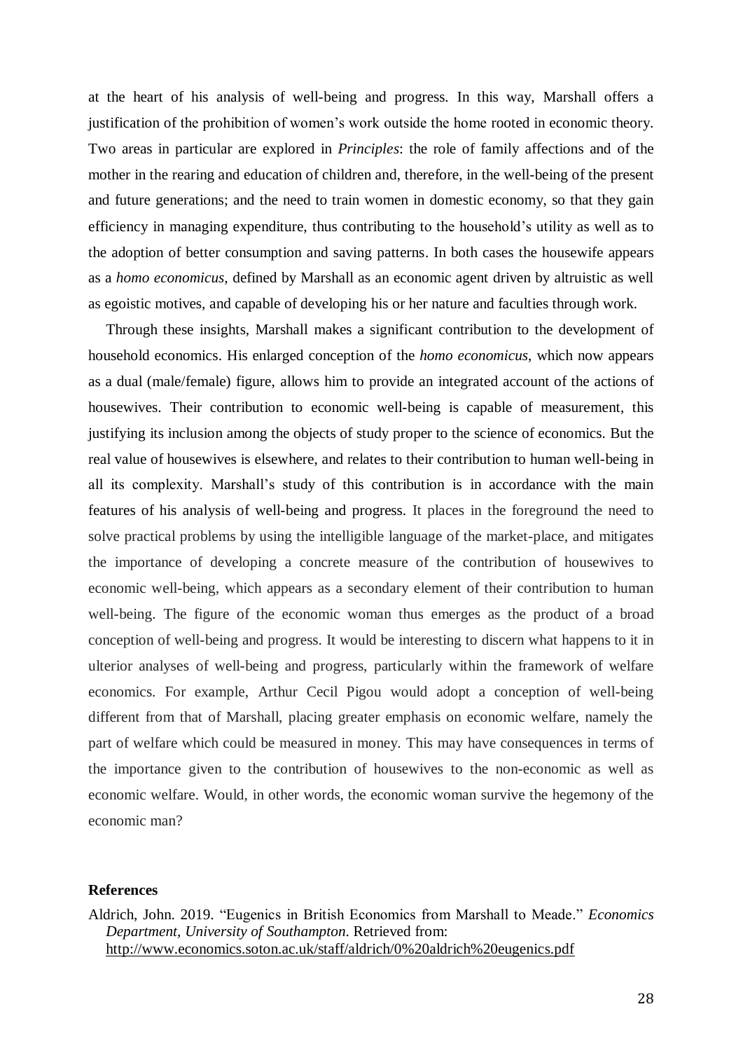at the heart of his analysis of well-being and progress. In this way, Marshall offers a justification of the prohibition of women's work outside the home rooted in economic theory. Two areas in particular are explored in *Principles*: the role of family affections and of the mother in the rearing and education of children and, therefore, in the well-being of the present and future generations; and the need to train women in domestic economy, so that they gain efficiency in managing expenditure, thus contributing to the household's utility as well as to the adoption of better consumption and saving patterns. In both cases the housewife appears as a *homo economicus*, defined by Marshall as an economic agent driven by altruistic as well as egoistic motives, and capable of developing his or her nature and faculties through work.

Through these insights, Marshall makes a significant contribution to the development of household economics. His enlarged conception of the *homo economicus*, which now appears as a dual (male/female) figure, allows him to provide an integrated account of the actions of housewives. Their contribution to economic well-being is capable of measurement, this justifying its inclusion among the objects of study proper to the science of economics. But the real value of housewives is elsewhere, and relates to their contribution to human well-being in all its complexity. Marshall's study of this contribution is in accordance with the main features of his analysis of well-being and progress. It places in the foreground the need to solve practical problems by using the intelligible language of the market-place, and mitigates the importance of developing a concrete measure of the contribution of housewives to economic well-being, which appears as a secondary element of their contribution to human well-being. The figure of the economic woman thus emerges as the product of a broad conception of well-being and progress. It would be interesting to discern what happens to it in ulterior analyses of well-being and progress, particularly within the framework of welfare economics. For example, Arthur Cecil Pigou would adopt a conception of well-being different from that of Marshall, placing greater emphasis on economic welfare, namely the part of welfare which could be measured in money. This may have consequences in terms of the importance given to the contribution of housewives to the non-economic as well as economic welfare. Would, in other words, the economic woman survive the hegemony of the economic man?

## References

Aldrich, John. 2019. "Eugenics in British Economics from Marshall to Meade." *Economics Department, University of Southampton*. Retrieved from: http://www.economics.soton.ac.uk/staff/aldrich/0%20aldrich%20eugenics.pdf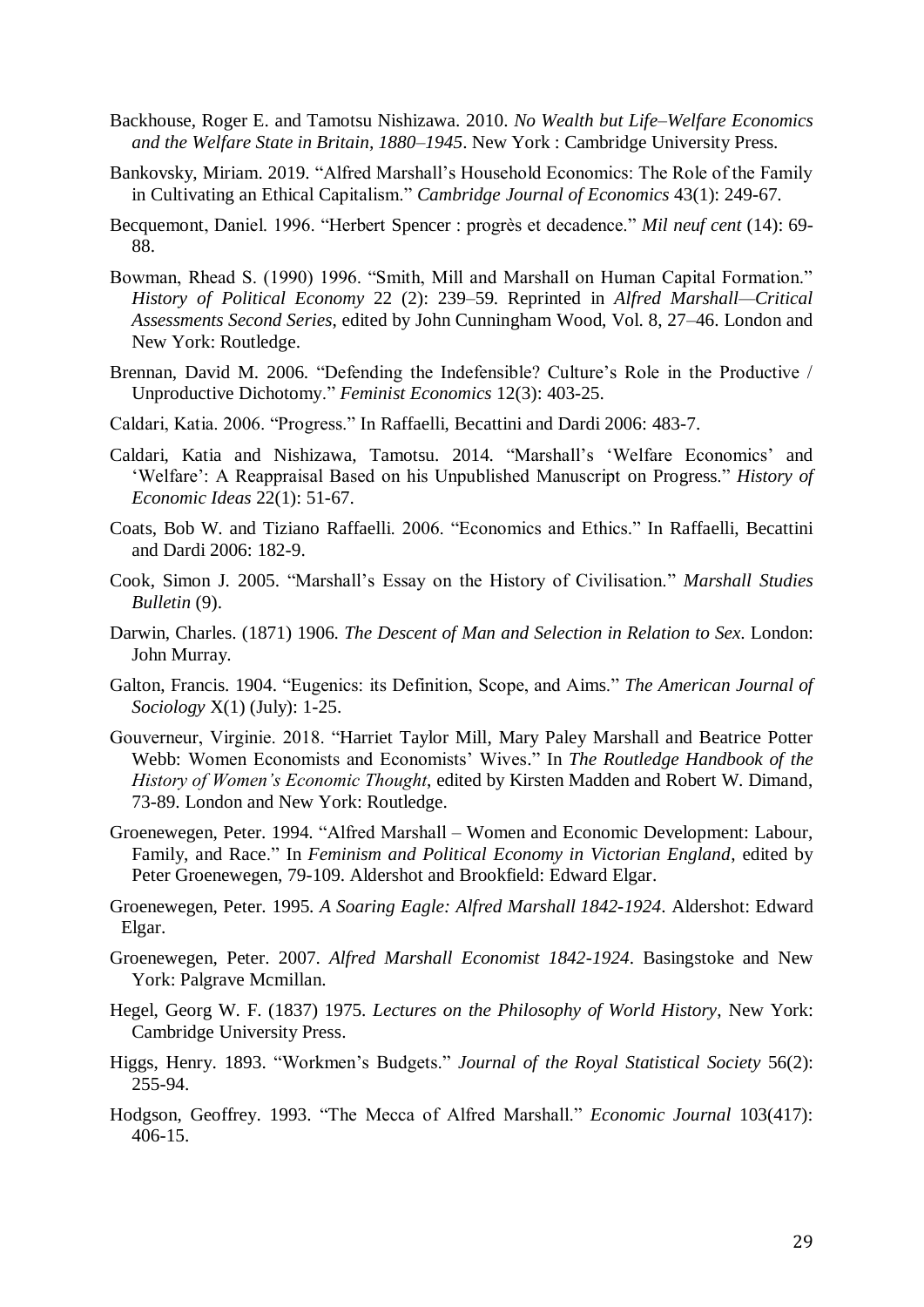Backhouse, Roger E. and Tamotsu Nishizawa. 2010. *No Wealth but Life–Welfare Economics and the Welfare State in Britain, 1880–1945*. New York : Cambridge University Press.

Bankovsky, Miriam. 2019. "Alfred Marshall's Household Economics: The Role of the Family in Cultivating an Ethical Capitalism." *Cambridge Journal of Economics* 43(1): 249-67.

Becquemont, Daniel. 1996. "Herbert Spencer : progrès et decadence." *Mil neuf cent* (14): 69-88.

Bowman, Rhead S. (1990) 1996. "Smith, Mill and Marshall on Human Capital Formation." *History of Political Economy* 22 (2): 239–59. Reprinted in *Alfred Marshall—Critical Assessments Second Series*, edited by John Cunningham Wood, Vol. 8, 27–46. London and New York: Routledge.

Brennan, David M. 2006. "Defending the Indefensible? Culture's Role in the Productive / Unproductive Dichotomy." *Feminist Economics* 12(3): 403-25.

Caldari, Katia. 2006. "Progress." In Raffaelli, Becattini and Dardi 2006: 483-7.

Caldari, Katia and Nishizawa, Tamotsu. 2014. "Marshall's 'Welfare Economics' and 'Welfare': A Reappraisal Based on his Unpublished Manuscript on Progress." *History of Economic Ideas* 22(1): 51-67.

Coats, Bob W. and Tiziano Raffaelli. 2006. "Economics and Ethics." In Raffaelli, Becattini and Dardi 2006: 182-9.

Cook, Simon J. 2005. "Marshall's Essay on the History of Civilisation." *Marshall Studies Bulletin* (9).

Darwin, Charles. (1871) 1906. *The Descent of Man and Selection in Relation to Sex*. London: John Murray.

Galton, Francis. 1904. "Eugenics: its Definition, Scope, and Aims." *The American Journal of Sociology* X(1) (July): 1-25.

Gouverneur, Virginie. 2018. "Harriet Taylor Mill, Mary Paley Marshall and Beatrice Potter Webb: Women Economists and Economists' Wives." In *The Routledge Handbook of the History of Women's Economic Thought*, edited by Kirsten Madden and Robert W. Dimand, 73-89. London and New York: Routledge.

Groenewegen, Peter. 1994. "Alfred Marshall – Women and Economic Development: Labour, Family, and Race." In *Feminism and Political Economy in Victorian England*, edited by Peter Groenewegen, 79-109. Aldershot and Brookfield: Edward Elgar.

Groenewegen, Peter. 1995. *A Soaring Eagle: Alfred Marshall 1842-1924*. Aldershot: Edward Elgar.

Groenewegen, Peter. 2007. *Alfred Marshall Economist 1842-1924*. Basingstoke and New York: Palgrave Mcmillan.

Hegel, Georg W. F. (1837) 1975. *Lectures on the Philosophy of World History*, New York: Cambridge University Press.

Higgs, Henry. 1893. "Workmen's Budgets." *Journal of the Royal Statistical Society* 56(2): 255-94.

Hodgson, Geoffrey. 1993. "The Mecca of Alfred Marshall." *Economic Journal* 103(417): 406-15.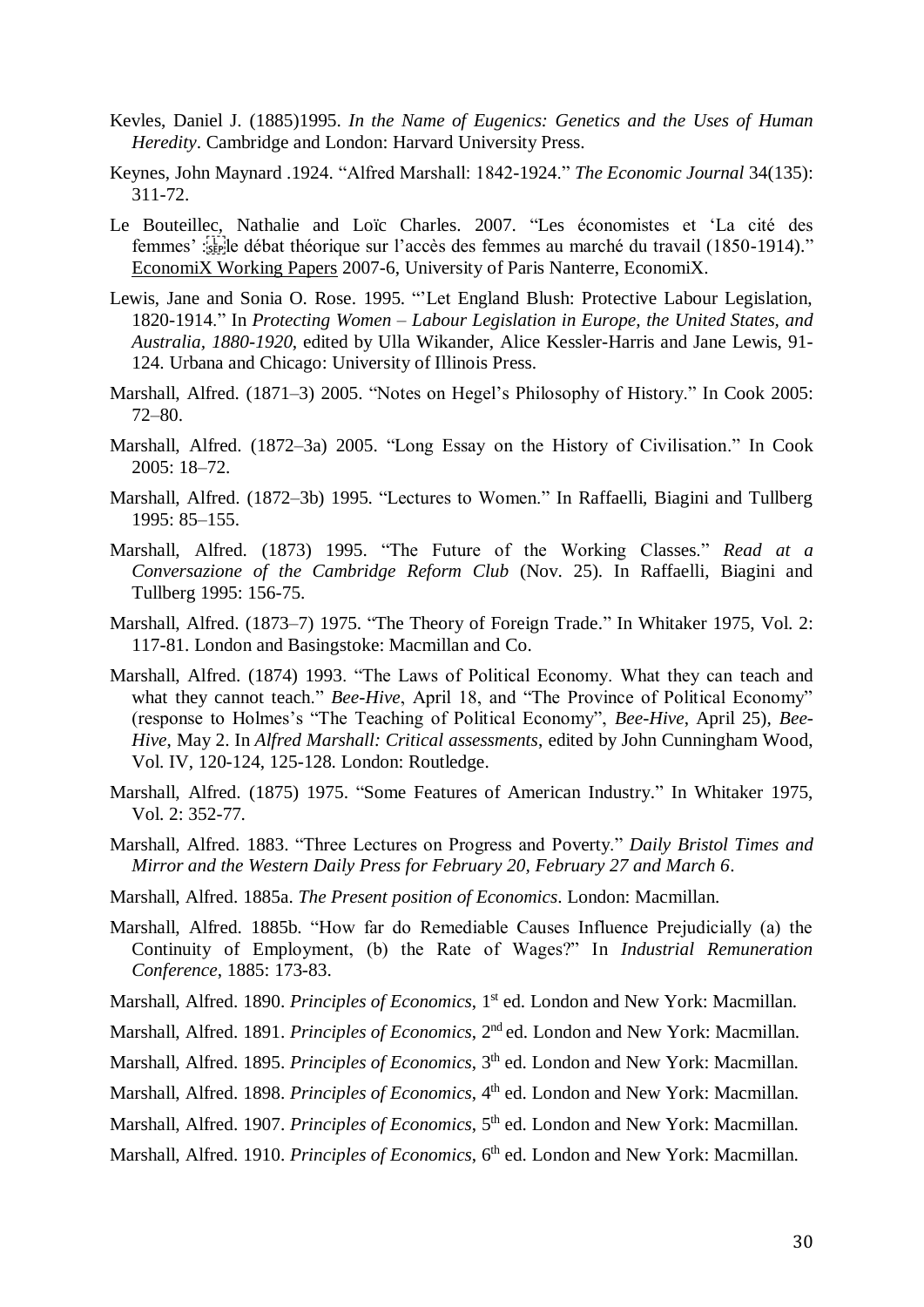Kevles, Daniel J. (1885)1995. *In the Name of Eugenics: Genetics and the Uses of Human Heredity*. Cambridge and London: Harvard University Press.

Keynes, John Maynard .1924. "Alfred Marshall: 1842-1924." *The Economic Journal* 34(135): 311-72.

Le Bouteillec, Nathalie and Loïc Charles. 2007. "Les économistes et 'La cité des femmes' : le débat théorique sur l'accès des femmes au marché du travail (1850-1914)." EconomiX Working Papers 2007-6, University of Paris Nanterre, EconomiX.

Lewis, Jane and Sonia O. Rose. 1995. "'Let England Blush: Protective Labour Legislation, 1820-1914." In *Protecting Women – Labour Legislation in Europe, the United States, and Australia, 1880-1920*, edited by Ulla Wikander, Alice Kessler-Harris and Jane Lewis, 91-124. Urbana and Chicago: University of Illinois Press.

Marshall, Alfred. (1871–3) 2005. "Notes on Hegel's Philosophy of History." In Cook 2005: 72–80.

Marshall, Alfred. (1872–3a) 2005. "Long Essay on the History of Civilisation." In Cook 2005: 18–72.

Marshall, Alfred. (1872–3b) 1995. "Lectures to Women." In Raffaelli, Biagini and Tullberg 1995: 85–155.

Marshall, Alfred. (1873) 1995. "The Future of the Working Classes." *Read at a Conversazione of the Cambridge Reform Club* (Nov. 25). In Raffaelli, Biagini and Tullberg 1995: 156-75.

Marshall, Alfred. (1873–7) 1975. "The Theory of Foreign Trade." In Whitaker 1975, Vol. 2: 117-81. London and Basingstoke: Macmillan and Co.

Marshall, Alfred. (1874) 1993. "The Laws of Political Economy. What they can teach and what they cannot teach." *Bee-Hive*, April 18, and "The Province of Political Economy" (response to Holmes's "The Teaching of Political Economy", *Bee-Hive*, April 25), *Bee-Hive*, May 2. In *Alfred Marshall: Critical assessments*, edited by John Cunningham Wood, Vol. IV, 120-124, 125-128. London: Routledge.

Marshall, Alfred. (1875) 1975. "Some Features of American Industry." In Whitaker 1975, Vol. 2: 352-77.

Marshall, Alfred. 1883. "Three Lectures on Progress and Poverty." *Daily Bristol Times and Mirror and the Western Daily Press for February 20, February 27 and March 6*.

Marshall, Alfred. 1885a. *The Present position of Economics*. London: Macmillan.

Marshall, Alfred. 1885b. "How far do Remediable Causes Influence Prejudicially (a) the Continuity of Employment, (b) the Rate of Wages?" In *Industrial Remuneration Conference*, 1885: 173-83.

Marshall, Alfred. 1890. *Principles of Economics*, 1st ed. London and New York: Macmillan.

Marshall, Alfred. 1891. *Principles of Economics*, 2nd ed. London and New York: Macmillan.

Marshall, Alfred. 1895. *Principles of Economics*, 3th ed. London and New York: Macmillan.

Marshall, Alfred. 1898. *Principles of Economics*, 4th ed. London and New York: Macmillan.

Marshall, Alfred. 1907. *Principles of Economics*, 5th ed. London and New York: Macmillan.

Marshall, Alfred. 1910. *Principles of Economics*, 6th ed. London and New York: Macmillan.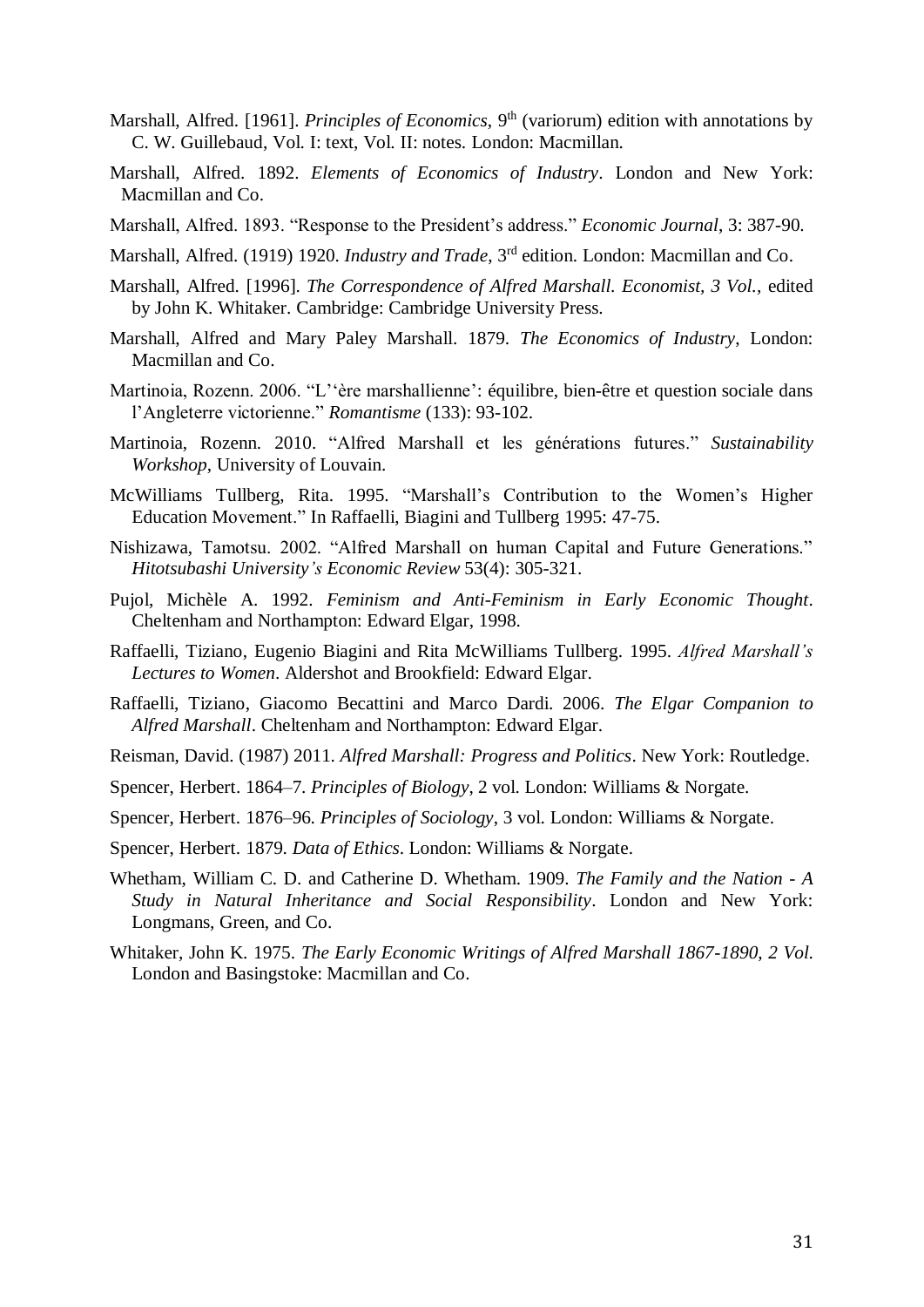Marshall, Alfred. [1961]. *Principles of Economics*, 9th (variorum) edition with annotations by C. W. Guillebaud, Vol. I: text, Vol. II: notes. London: Macmillan.

Marshall, Alfred. 1892. *Elements of Economics of Industry*. London and New York: Macmillan and Co.

Marshall, Alfred. 1893. "Response to the President's address." *Economic Journal*, 3: 387-90.

Marshall, Alfred. (1919) 1920. *Industry and Trade*, 3rd edition. London: Macmillan and Co.

Marshall, Alfred. [1996]. *The Correspondence of Alfred Marshall. Economist, 3 Vol.*, edited by John K. Whitaker. Cambridge: Cambridge University Press.

Marshall, Alfred and Mary Paley Marshall. 1879. *The Economics of Industry*, London: Macmillan and Co.

Martinoia, Rozenn. 2006. "L''ère marshallienne': équilibre, bien-être et question sociale dans l'Angleterre victorienne." *Romantisme* (133): 93-102.

Martinoia, Rozenn. 2010. "Alfred Marshall et les générations futures." *Sustainability Workshop*, University of Louvain.

McWilliams Tullberg, Rita. 1995. "Marshall's Contribution to the Women's Higher Education Movement." In Raffaelli, Biagini and Tullberg 1995: 47-75.

Nishizawa, Tamotsu. 2002. "Alfred Marshall on human Capital and Future Generations." *Hitotsubashi University's Economic Review* 53(4): 305-321.

Pujol, Michèle A. 1992. *Feminism and Anti-Feminism in Early Economic Thought*. Cheltenham and Northampton: Edward Elgar, 1998.

Raffaelli, Tiziano, Eugenio Biagini and Rita McWilliams Tullberg. 1995. *Alfred Marshall's Lectures to Women*. Aldershot and Brookfield: Edward Elgar.

Raffaelli, Tiziano, Giacomo Becattini and Marco Dardi. 2006. *The Elgar Companion to Alfred Marshall*. Cheltenham and Northampton: Edward Elgar.

Reisman, David. (1987) 2011. *Alfred Marshall: Progress and Politics*. New York: Routledge.

Spencer, Herbert. 1864–7. *Principles of Biology*, 2 vol. London: Williams & Norgate.

Spencer, Herbert. 1876–96. *Principles of Sociology*, 3 vol. London: Williams & Norgate.

Spencer, Herbert. 1879. *Data of Ethics*. London: Williams & Norgate.

Whetham, William C. D. and Catherine D. Whetham. 1909. *The Family and the Nation - A Study in Natural Inheritance and Social Responsibility*. London and New York: Longmans, Green, and Co.

Whitaker, John K. 1975. *The Early Economic Writings of Alfred Marshall 1867-1890, 2 Vol.* London and Basingstoke: Macmillan and Co.